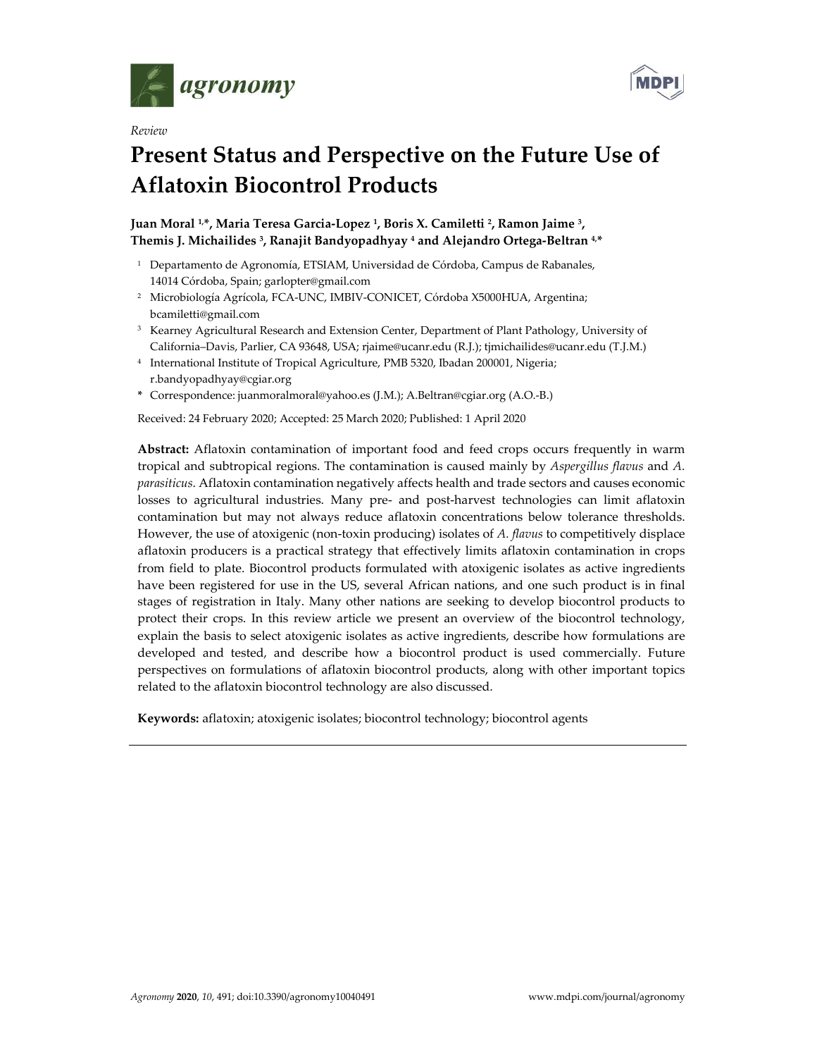*Review*

# Present Status and Perspective on the Future Use of Aflatoxin Biocontrol Products

**Juan Moral [1,*], Maria Teresa Garcia-Lopez [1], Boris X. Camiletti [2], Ramon Jaime [3], Themis J. Michailides [3], Ranajit Bandyopadhyay [4] and Alejandro Ortega-Beltran [4,*]**

1. Departamento de Agronomía, ETSIAM, Universidad de Córdoba, Campus de Rabanales, 14014 Córdoba, Spain; garlopter@gmail.com
2. Microbiología Agrícola, FCA-UNC, IMBIV-CONICET, Córdoba X5000HUA, Argentina; bcamiletti@gmail.com
3. Kearney Agricultural Research and Extension Center, Department of Plant Pathology, University of California–Davis, Parlier, CA 93648, USA; rjaime@ucanr.edu (R.J.); tjmichailides@ucanr.edu (T.J.M.)
4. International Institute of Tropical Agriculture, PMB 5320, Ibadan 200001, Nigeria; r.bandyopadhyay@cgiar.org

\* Correspondence: juanmoralmoral@yahoo.es (J.M.); A.Beltran@cgiar.org (A.O.-B.)

Received: 24 February 2020; Accepted: 25 March 2020; Published: 1 April 2020

**Abstract:** Aflatoxin contamination of important food and feed crops occurs frequently in warm tropical and subtropical regions. The contamination is caused mainly by *Aspergillus flavus* and *A. parasiticus*. Aflatoxin contamination negatively affects health and trade sectors and causes economic losses to agricultural industries. Many pre- and post-harvest technologies can limit aflatoxin contamination but may not always reduce aflatoxin concentrations below tolerance thresholds. However, the use of atoxigenic (non-toxin producing) isolates of *A. flavus* to competitively displace aflatoxin producers is a practical strategy that effectively limits aflatoxin contamination in crops from field to plate. Biocontrol products formulated with atoxigenic isolates as active ingredients have been registered for use in the US, several African nations, and one such product is in final stages of registration in Italy. Many other nations are seeking to develop biocontrol products to protect their crops. In this review article we present an overview of the biocontrol technology, explain the basis to select atoxigenic isolates as active ingredients, describe how formulations are developed and tested, and describe how a biocontrol product is used commercially. Future perspectives on formulations of aflatoxin biocontrol products, along with other important topics related to the aflatoxin biocontrol technology are also discussed.

**Keywords:** aflatoxin; atoxigenic isolates; biocontrol technology; biocontrol agents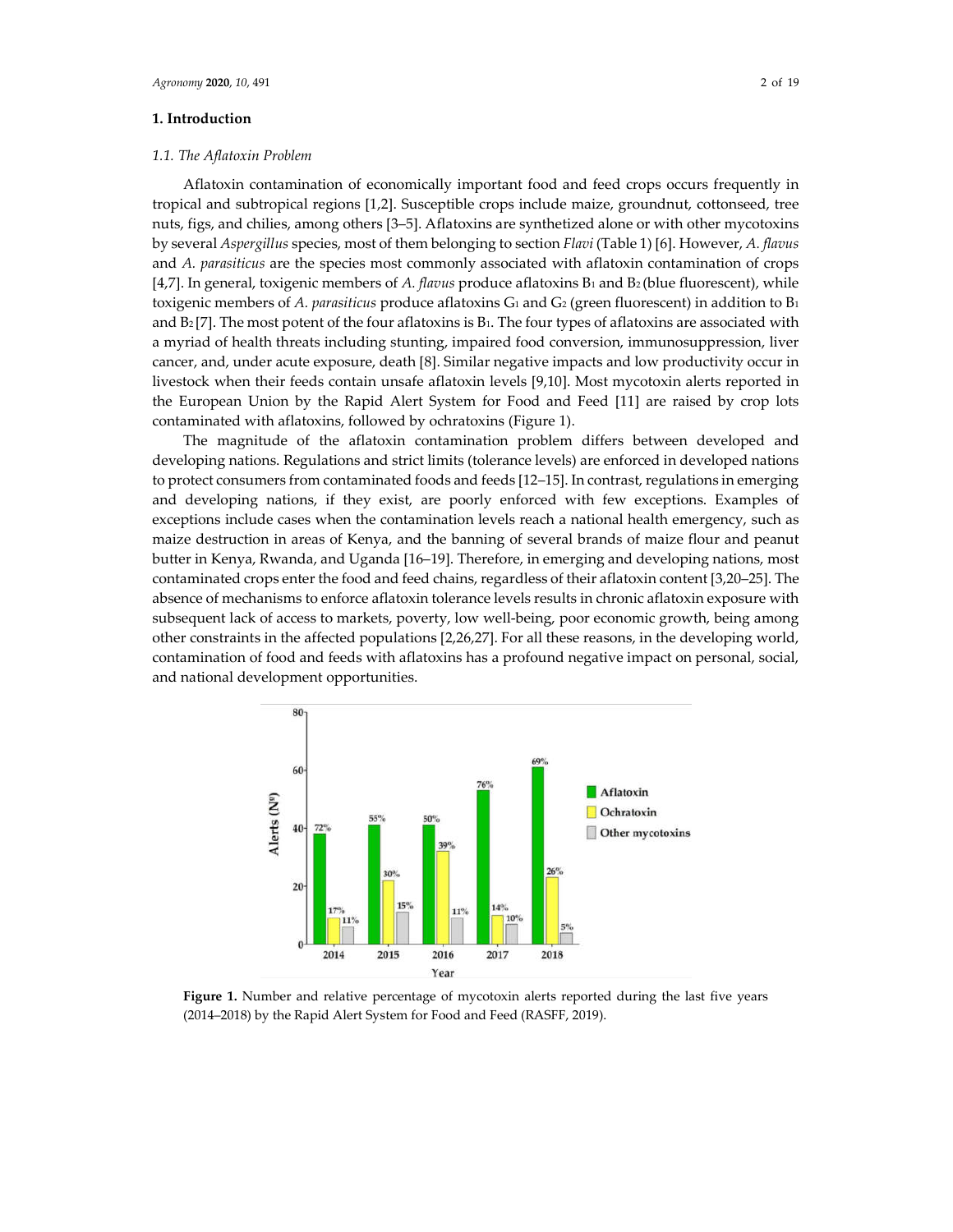## 1. Introduction

### 1.1. The Aflatoxin Problem

Aflatoxin contamination of economically important food and feed crops occurs frequently in tropical and subtropical regions [1,2]. Susceptible crops include maize, groundnut, cottonseed, tree nuts, figs, and chilies, among others [3–5]. Aflatoxins are synthetized alone or with other mycotoxins by several *Aspergillus* species, most of them belonging to section *Flavi* (Table 1) [6]. However, *A. flavus* and *A. parasiticus* are the species most commonly associated with aflatoxin contamination of crops [4,7]. In general, toxigenic members of *A. flavus* produce aflatoxins $B_1$ and $B_2$ (blue fluorescent), while toxigenic members of *A. parasiticus* produce aflatoxins $G_1$ and $G_2$ (green fluorescent) in addition to $B_1$ and $B_2$ [7]. The most potent of the four aflatoxins is $B_1$. The four types of aflatoxins are associated with a myriad of health threats including stunting, impaired food conversion, immunosuppression, liver cancer, and, under acute exposure, death [8]. Similar negative impacts and low productivity occur in livestock when their feeds contain unsafe aflatoxin levels [9,10]. Most mycotoxin alerts reported in the European Union by the Rapid Alert System for Food and Feed [11] are raised by crop lots contaminated with aflatoxins, followed by ochratoxins (Figure 1).

The magnitude of the aflatoxin contamination problem differs between developed and developing nations. Regulations and strict limits (tolerance levels) are enforced in developed nations to protect consumers from contaminated foods and feeds [12–15]. In contrast, regulations in emerging and developing nations, if they exist, are poorly enforced with few exceptions. Examples of exceptions include cases when the contamination levels reach a national health emergency, such as maize destruction in areas of Kenya, and the banning of several brands of maize flour and peanut butter in Kenya, Rwanda, and Uganda [16–19]. Therefore, in emerging and developing nations, most contaminated crops enter the food and feed chains, regardless of their aflatoxin content [3,20–25]. The absence of mechanisms to enforce aflatoxin tolerance levels results in chronic aflatoxin exposure with subsequent lack of access to markets, poverty, low well-being, poor economic growth, being among other constraints in the affected populations [2,26,27]. For all these reasons, in the developing world, contamination of food and feeds with aflatoxins has a profound negative impact on personal, social, and national development opportunities.

**Figure 1.** Number and relative percentage of mycotoxin alerts reported during the last five years (2014–2018) by the Rapid Alert System for Food and Feed (RASFF, 2019).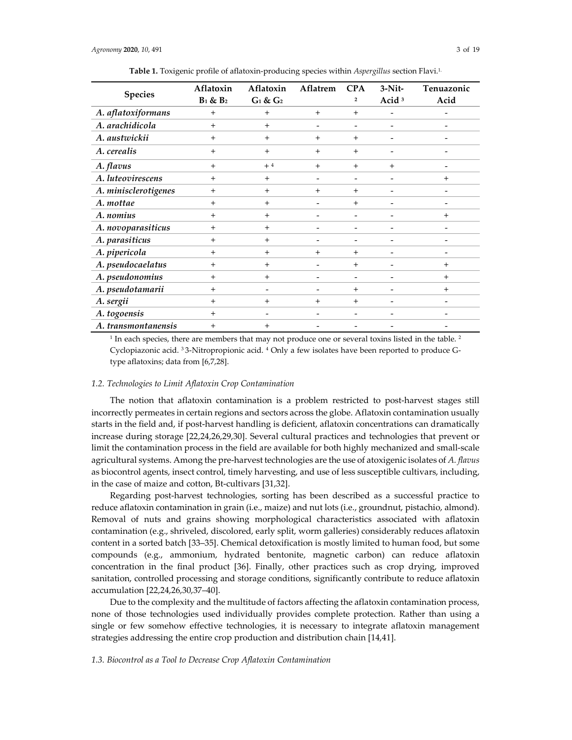**Table 1.** Toxigenic profile of aflatoxin-producing species within *Aspergillus* section Flavi.[1]

| Species | Aflatoxin $B_1$ & $B_2$ | Aflatoxin $G_1$ & $G_2$ | Aflatrem | CPA [2] | 3-Nit-Acid [3] | Tenuazonic Acid |
|---|---|---|---|---|---|---|
| *A. aflatoxiformans* | + | + | + | + | - | - |
| *A. arachidicola* | + | + | - | - | - | - |
| *A. austwickii* | + | + | + | + | - | - |
| *A. cerealis* | + | + | + | + | - | - |
| *A. flavus* | + | + [4] | + | + | + | - |
| *A. luteovirescens* | + | + | - | - | - | + |
| *A. minisclerotigenes* | + | + | + | + | - | - |
| *A. mottae* | + | + | - | + | - | - |
| *A. nomius* | + | + | - | - | - | + |
| *A. novoparasiticus* | + | + | - | - | - | - |
| *A. parasiticus* | + | + | - | - | - | - |
| *A. pipericola* | + | + | + | + | - | - |
| *A. pseudocaelatus* | + | + | - | + | - | + |
| *A. pseudonomius* | + | + | - | - | - | + |
| *A. pseudotamarii* | + | - | - | + | - | + |
| *A. sergii* | + | + | + | + | - | - |
| *A. togoensis* | + | - | - | - | - | - |
| *A. transmontanensis* | + | + | - | - | - | - |

[1] In each species, there are members that may not produce one or several toxins listed in the table. [2] Cyclopiazonic acid. [3] 3-Nitropropionic acid. [4] Only a few isolates have been reported to produce G-type aflatoxins; data from [6,7,28].

### *1.2. Technologies to Limit Aflatoxin Crop Contamination*

The notion that aflatoxin contamination is a problem restricted to post-harvest stages still incorrectly permeates in certain regions and sectors across the globe. Aflatoxin contamination usually starts in the field and, if post-harvest handling is deficient, aflatoxin concentrations can dramatically increase during storage [22,24,26,29,30]. Several cultural practices and technologies that prevent or limit the contamination process in the field are available for both highly mechanized and small-scale agricultural systems. Among the pre-harvest technologies are the use of atoxigenic isolates of *A. flavus* as biocontrol agents, insect control, timely harvesting, and use of less susceptible cultivars, including, in the case of maize and cotton, Bt-cultivars [31,32].

Regarding post-harvest technologies, sorting has been described as a successful practice to reduce aflatoxin contamination in grain (i.e., maize) and nut lots (i.e., groundnut, pistachio, almond). Removal of nuts and grains showing morphological characteristics associated with aflatoxin contamination (e.g., shriveled, discolored, early split, worm galleries) considerably reduces aflatoxin content in a sorted batch [33–35]. Chemical detoxification is mostly limited to human food, but some compounds (e.g., ammonium, hydrated bentonite, magnetic carbon) can reduce aflatoxin concentration in the final product [36]. Finally, other practices such as crop drying, improved sanitation, controlled processing and storage conditions, significantly contribute to reduce aflatoxin accumulation [22,24,26,30,37–40].

Due to the complexity and the multitude of factors affecting the aflatoxin contamination process, none of those technologies used individually provides complete protection. Rather than using a single or few somehow effective technologies, it is necessary to integrate aflatoxin management strategies addressing the entire crop production and distribution chain [14,41].

### *1.3. Biocontrol as a Tool to Decrease Crop Aflatoxin Contamination*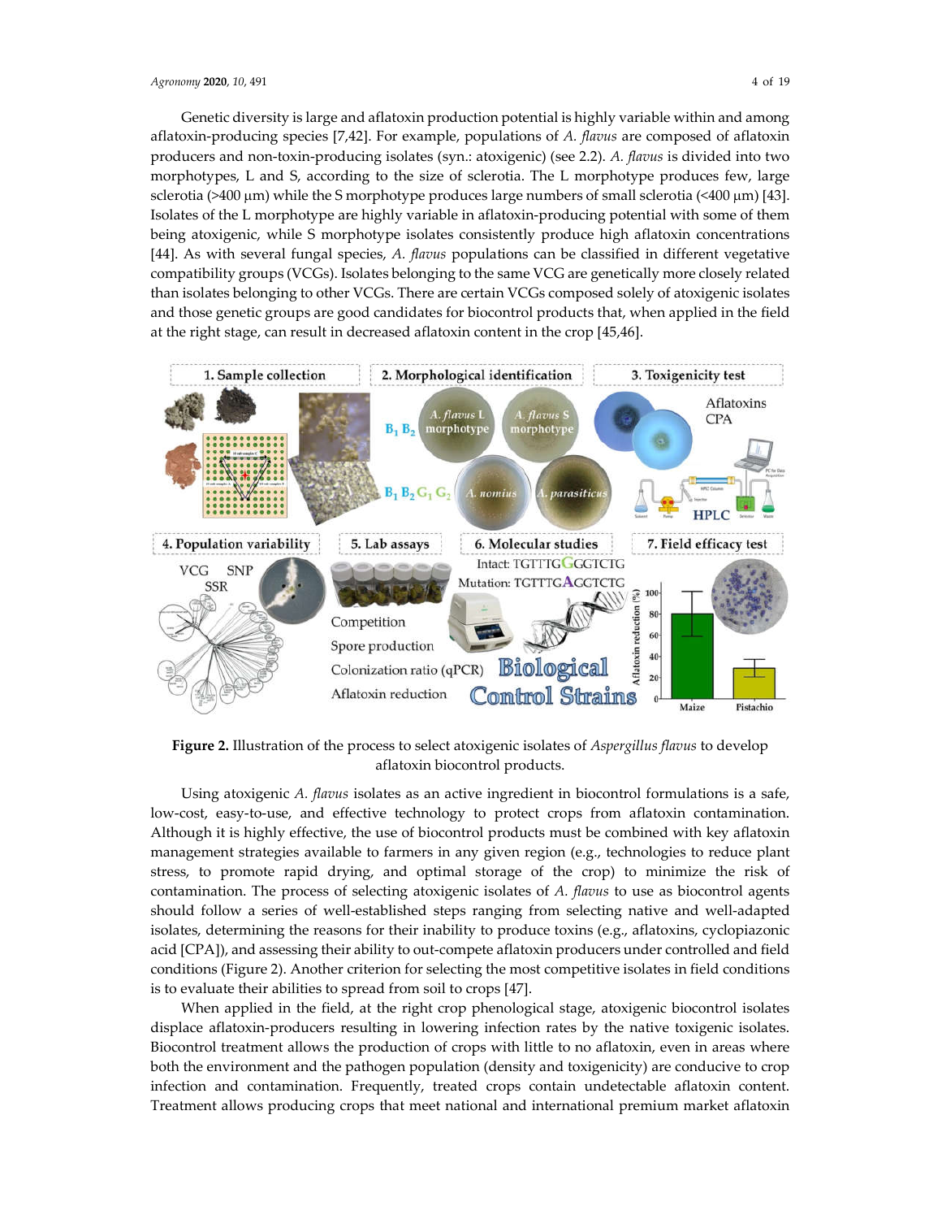Genetic diversity is large and aflatoxin production potential is highly variable within and among aflatoxin-producing species [7,42]. For example, populations of *A. flavus* are composed of aflatoxin producers and non-toxin-producing isolates (syn.: atoxigenic) (see 2.2). *A. flavus* is divided into two morphotypes, L and S, according to the size of sclerotia. The L morphotype produces few, large sclerotia (>400 µm) while the S morphotype produces large numbers of small sclerotia (<400 µm) [43]. Isolates of the L morphotype are highly variable in aflatoxin-producing potential with some of them being atoxigenic, while S morphotype isolates consistently produce high aflatoxin concentrations [44]. As with several fungal species, *A. flavus* populations can be classified in different vegetative compatibility groups (VCGs). Isolates belonging to the same VCG are genetically more closely related than isolates belonging to other VCGs. There are certain VCGs composed solely of atoxigenic isolates and those genetic groups are good candidates for biocontrol products that, when applied in the field at the right stage, can result in decreased aflatoxin content in the crop [45,46].

**Figure 2.** Illustration of the process to select atoxigenic isolates of *Aspergillus flavus* to develop aflatoxin biocontrol products.

Using atoxigenic *A. flavus* isolates as an active ingredient in biocontrol formulations is a safe, low-cost, easy-to-use, and effective technology to protect crops from aflatoxin contamination. Although it is highly effective, the use of biocontrol products must be combined with key aflatoxin management strategies available to farmers in any given region (e.g., technologies to reduce plant stress, to promote rapid drying, and optimal storage of the crop) to minimize the risk of contamination. The process of selecting atoxigenic isolates of *A. flavus* to use as biocontrol agents should follow a series of well-established steps ranging from selecting native and well-adapted isolates, determining the reasons for their inability to produce toxins (e.g., aflatoxins, cyclopiazonic acid [CPA]), and assessing their ability to out-compete aflatoxin producers under controlled and field conditions (Figure 2). Another criterion for selecting the most competitive isolates in field conditions is to evaluate their abilities to spread from soil to crops [47].

When applied in the field, at the right crop phenological stage, atoxigenic biocontrol isolates displace aflatoxin-producers resulting in lowering infection rates by the native toxigenic isolates. Biocontrol treatment allows the production of crops with little to no aflatoxin, even in areas where both the environment and the pathogen population (density and toxigenicity) are conducive to crop infection and contamination. Frequently, treated crops contain undetectable aflatoxin content. Treatment allows producing crops that meet national and international premium market aflatoxin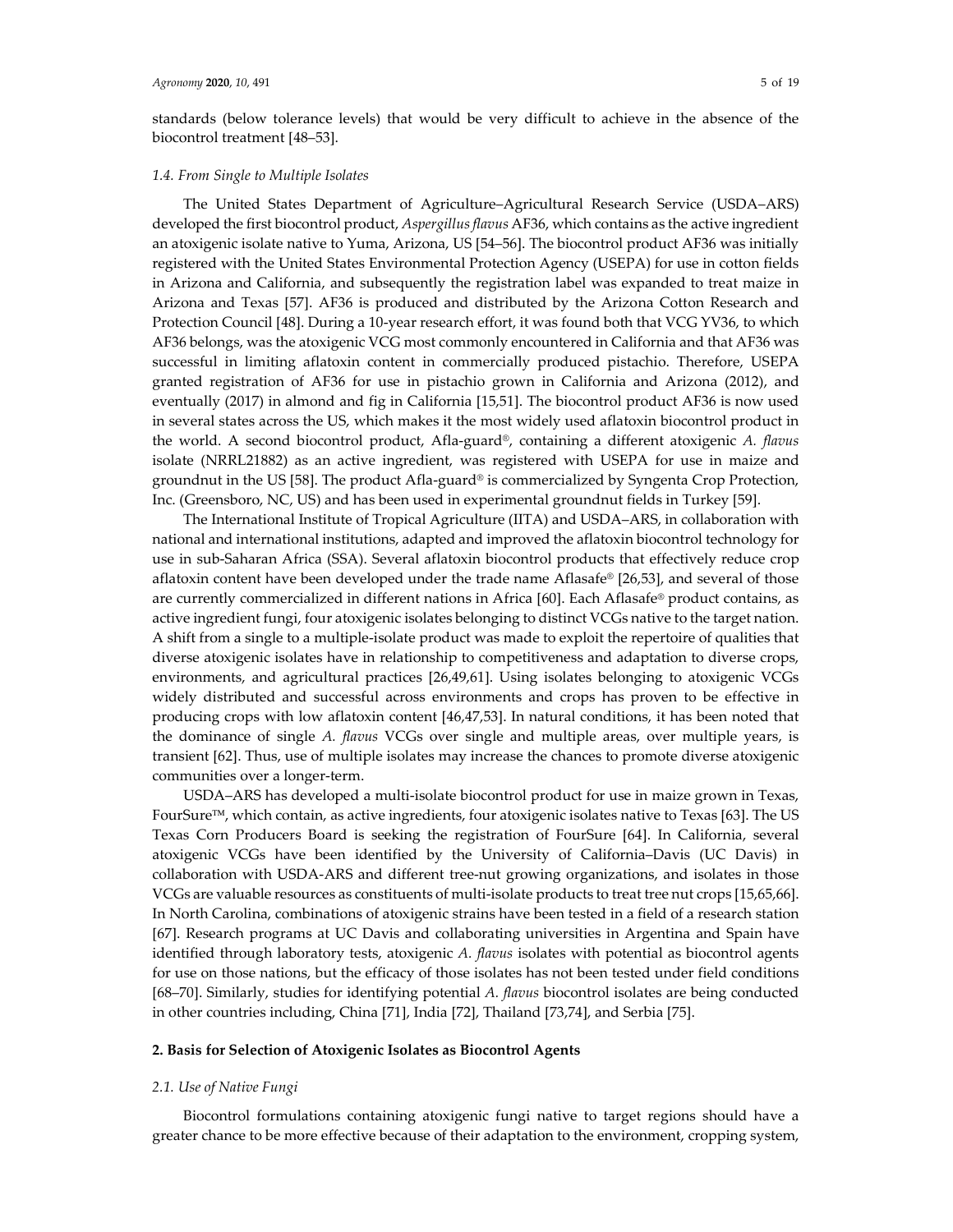standards (below tolerance levels) that would be very difficult to achieve in the absence of the biocontrol treatment [48–53].

### 1.4. From Single to Multiple Isolates

The United States Department of Agriculture–Agricultural Research Service (USDA–ARS) developed the first biocontrol product, *Aspergillus flavus* AF36, which contains as the active ingredient an atoxigenic isolate native to Yuma, Arizona, US [54–56]. The biocontrol product AF36 was initially registered with the United States Environmental Protection Agency (USEPA) for use in cotton fields in Arizona and California, and subsequently the registration label was expanded to treat maize in Arizona and Texas [57]. AF36 is produced and distributed by the Arizona Cotton Research and Protection Council [48]. During a 10-year research effort, it was found both that VCG YV36, to which AF36 belongs, was the atoxigenic VCG most commonly encountered in California and that AF36 was successful in limiting aflatoxin content in commercially produced pistachio. Therefore, USEPA granted registration of AF36 for use in pistachio grown in California and Arizona (2012), and eventually (2017) in almond and fig in California [15,51]. The biocontrol product AF36 is now used in several states across the US, which makes it the most widely used aflatoxin biocontrol product in the world. A second biocontrol product, Afla-guard®, containing a different atoxigenic *A. flavus* isolate (NRRL21882) as an active ingredient, was registered with USEPA for use in maize and groundnut in the US [58]. The product Afla-guard® is commercialized by Syngenta Crop Protection, Inc. (Greensboro, NC, US) and has been used in experimental groundnut fields in Turkey [59].

The International Institute of Tropical Agriculture (IITA) and USDA–ARS, in collaboration with national and international institutions, adapted and improved the aflatoxin biocontrol technology for use in sub-Saharan Africa (SSA). Several aflatoxin biocontrol products that effectively reduce crop aflatoxin content have been developed under the trade name Aflasafe® [26,53], and several of those are currently commercialized in different nations in Africa [60]. Each Aflasafe® product contains, as active ingredient fungi, four atoxigenic isolates belonging to distinct VCGs native to the target nation. A shift from a single to a multiple-isolate product was made to exploit the repertoire of qualities that diverse atoxigenic isolates have in relationship to competitiveness and adaptation to diverse crops, environments, and agricultural practices [26,49,61]. Using isolates belonging to atoxigenic VCGs widely distributed and successful across environments and crops has proven to be effective in producing crops with low aflatoxin content [46,47,53]. In natural conditions, it has been noted that the dominance of single *A. flavus* VCGs over single and multiple areas, over multiple years, is transient [62]. Thus, use of multiple isolates may increase the chances to promote diverse atoxigenic communities over a longer-term.

USDA–ARS has developed a multi-isolate biocontrol product for use in maize grown in Texas, FourSure™, which contain, as active ingredients, four atoxigenic isolates native to Texas [63]. The US Texas Corn Producers Board is seeking the registration of FourSure [64]. In California, several atoxigenic VCGs have been identified by the University of California–Davis (UC Davis) in collaboration with USDA-ARS and different tree-nut growing organizations, and isolates in those VCGs are valuable resources as constituents of multi-isolate products to treat tree nut crops [15,65,66]. In North Carolina, combinations of atoxigenic strains have been tested in a field of a research station [67]. Research programs at UC Davis and collaborating universities in Argentina and Spain have identified through laboratory tests, atoxigenic *A. flavus* isolates with potential as biocontrol agents for use on those nations, but the efficacy of those isolates has not been tested under field conditions [68–70]. Similarly, studies for identifying potential *A. flavus* biocontrol isolates are being conducted in other countries including, China [71], India [72], Thailand [73,74], and Serbia [75].

## 2. Basis for Selection of Atoxigenic Isolates as Biocontrol Agents

### 2.1. Use of Native Fungi

Biocontrol formulations containing atoxigenic fungi native to target regions should have a greater chance to be more effective because of their adaptation to the environment, cropping system,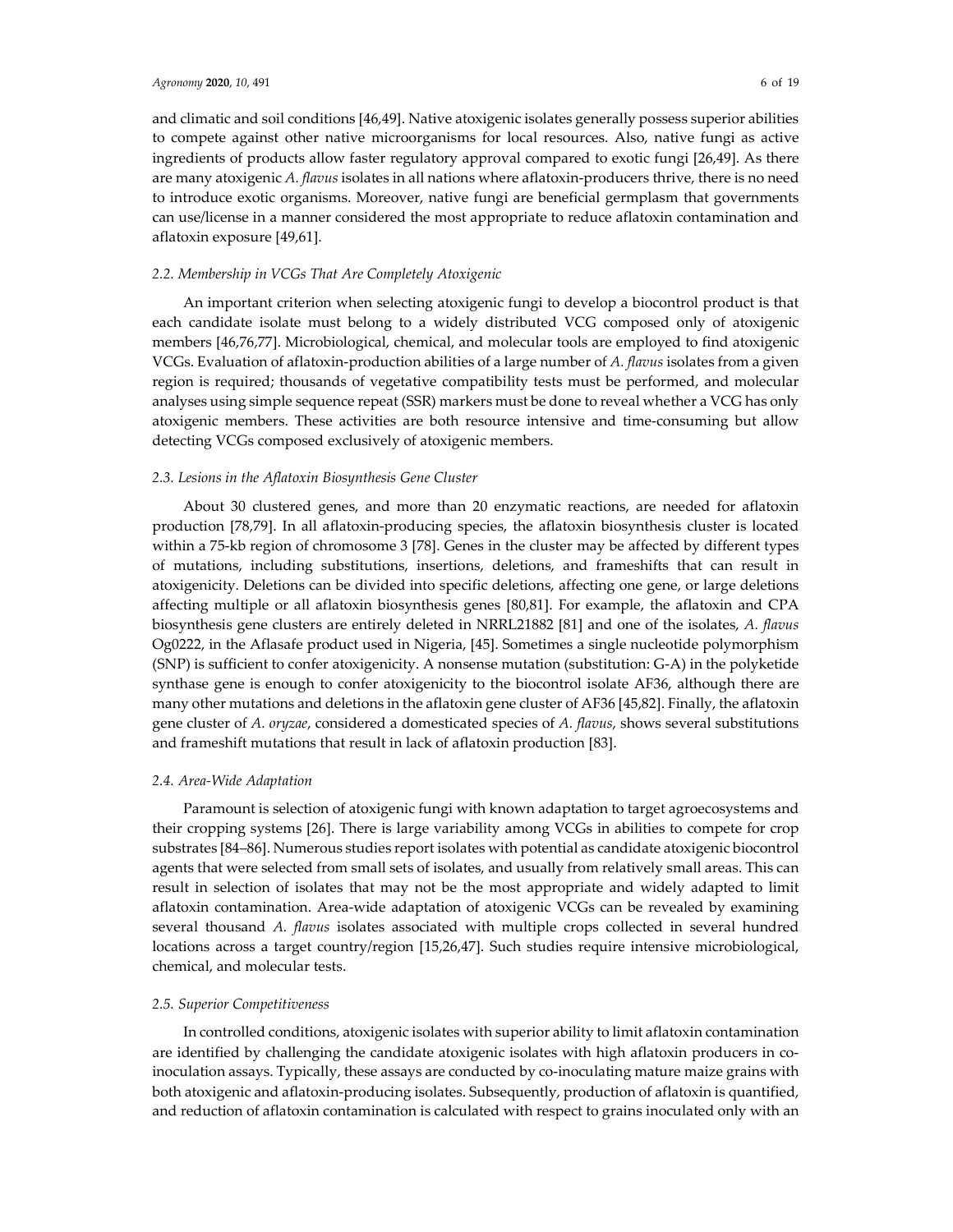and climatic and soil conditions [46,49]. Native atoxigenic isolates generally possess superior abilities to compete against other native microorganisms for local resources. Also, native fungi as active ingredients of products allow faster regulatory approval compared to exotic fungi [26,49]. As there are many atoxigenic *A. flavus* isolates in all nations where aflatoxin-producers thrive, there is no need to introduce exotic organisms. Moreover, native fungi are beneficial germplasm that governments can use/license in a manner considered the most appropriate to reduce aflatoxin contamination and aflatoxin exposure [49,61].

### 2.2. Membership in VCGs That Are Completely Atoxigenic

An important criterion when selecting atoxigenic fungi to develop a biocontrol product is that each candidate isolate must belong to a widely distributed VCG composed only of atoxigenic members [46,76,77]. Microbiological, chemical, and molecular tools are employed to find atoxigenic VCGs. Evaluation of aflatoxin-production abilities of a large number of *A. flavus* isolates from a given region is required; thousands of vegetative compatibility tests must be performed, and molecular analyses using simple sequence repeat (SSR) markers must be done to reveal whether a VCG has only atoxigenic members. These activities are both resource intensive and time-consuming but allow detecting VCGs composed exclusively of atoxigenic members.

### 2.3. Lesions in the Aflatoxin Biosynthesis Gene Cluster

About 30 clustered genes, and more than 20 enzymatic reactions, are needed for aflatoxin production [78,79]. In all aflatoxin-producing species, the aflatoxin biosynthesis cluster is located within a 75-kb region of chromosome 3 [78]. Genes in the cluster may be affected by different types of mutations, including substitutions, insertions, deletions, and frameshifts that can result in atoxigenicity. Deletions can be divided into specific deletions, affecting one gene, or large deletions affecting multiple or all aflatoxin biosynthesis genes [80,81]. For example, the aflatoxin and CPA biosynthesis gene clusters are entirely deleted in NRRL21882 [81] and one of the isolates, *A. flavus* Og0222, in the Aflasafe product used in Nigeria, [45]. Sometimes a single nucleotide polymorphism (SNP) is sufficient to confer atoxigenicity. A nonsense mutation (substitution: G-A) in the polyketide synthase gene is enough to confer atoxigenicity to the biocontrol isolate AF36, although there are many other mutations and deletions in the aflatoxin gene cluster of AF36 [45,82]. Finally, the aflatoxin gene cluster of *A. oryzae*, considered a domesticated species of *A. flavus*, shows several substitutions and frameshift mutations that result in lack of aflatoxin production [83].

### 2.4. Area-Wide Adaptation

Paramount is selection of atoxigenic fungi with known adaptation to target agroecosystems and their cropping systems [26]. There is large variability among VCGs in abilities to compete for crop substrates [84–86]. Numerous studies report isolates with potential as candidate atoxigenic biocontrol agents that were selected from small sets of isolates, and usually from relatively small areas. This can result in selection of isolates that may not be the most appropriate and widely adapted to limit aflatoxin contamination. Area-wide adaptation of atoxigenic VCGs can be revealed by examining several thousand *A. flavus* isolates associated with multiple crops collected in several hundred locations across a target country/region [15,26,47]. Such studies require intensive microbiological, chemical, and molecular tests.

### 2.5. Superior Competitiveness

In controlled conditions, atoxigenic isolates with superior ability to limit aflatoxin contamination are identified by challenging the candidate atoxigenic isolates with high aflatoxin producers in co-inoculation assays. Typically, these assays are conducted by co-inoculating mature maize grains with both atoxigenic and aflatoxin-producing isolates. Subsequently, production of aflatoxin is quantified, and reduction of aflatoxin contamination is calculated with respect to grains inoculated only with an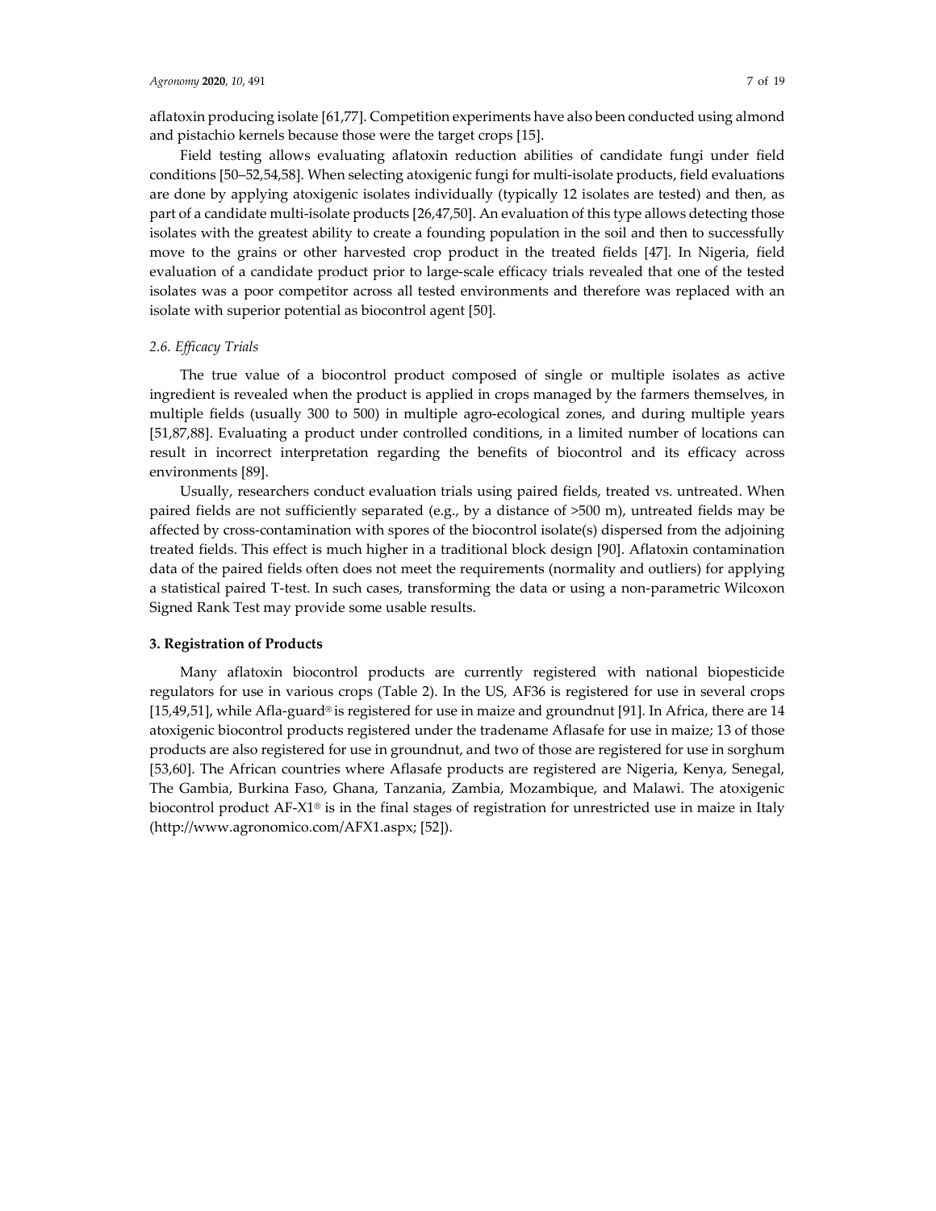aflatoxin producing isolate [61,77]. Competition experiments have also been conducted using almond and pistachio kernels because those were the target crops [15].

Field testing allows evaluating aflatoxin reduction abilities of candidate fungi under field conditions [50–52,54,58]. When selecting atoxigenic fungi for multi-isolate products, field evaluations are done by applying atoxigenic isolates individually (typically 12 isolates are tested) and then, as part of a candidate multi-isolate products [26,47,50]. An evaluation of this type allows detecting those isolates with the greatest ability to create a founding population in the soil and then to successfully move to the grains or other harvested crop product in the treated fields [47]. In Nigeria, field evaluation of a candidate product prior to large-scale efficacy trials revealed that one of the tested isolates was a poor competitor across all tested environments and therefore was replaced with an isolate with superior potential as biocontrol agent [50].

### *2.6. Efficacy Trials*

The true value of a biocontrol product composed of single or multiple isolates as active ingredient is revealed when the product is applied in crops managed by the farmers themselves, in multiple fields (usually 300 to 500) in multiple agro-ecological zones, and during multiple years [51,87,88]. Evaluating a product under controlled conditions, in a limited number of locations can result in incorrect interpretation regarding the benefits of biocontrol and its efficacy across environments [89].

Usually, researchers conduct evaluation trials using paired fields, treated vs. untreated. When paired fields are not sufficiently separated (e.g., by a distance of >500 m), untreated fields may be affected by cross-contamination with spores of the biocontrol isolate(s) dispersed from the adjoining treated fields. This effect is much higher in a traditional block design [90]. Aflatoxin contamination data of the paired fields often does not meet the requirements (normality and outliers) for applying a statistical paired T-test. In such cases, transforming the data or using a non-parametric Wilcoxon Signed Rank Test may provide some usable results.

## **3. Registration of Products**

Many aflatoxin biocontrol products are currently registered with national biopesticide regulators for use in various crops (Table 2). In the US, AF36 is registered for use in several crops [15,49,51], while Afla-guard® is registered for use in maize and groundnut [91]. In Africa, there are 14 atoxigenic biocontrol products registered under the tradename Aflasafe for use in maize; 13 of those products are also registered for use in groundnut, and two of those are registered for use in sorghum [53,60]. The African countries where Aflasafe products are registered are Nigeria, Kenya, Senegal, The Gambia, Burkina Faso, Ghana, Tanzania, Zambia, Mozambique, and Malawi. The atoxigenic biocontrol product AF-X1® is in the final stages of registration for unrestricted use in maize in Italy (http://www.agronomico.com/AFX1.aspx; [52]).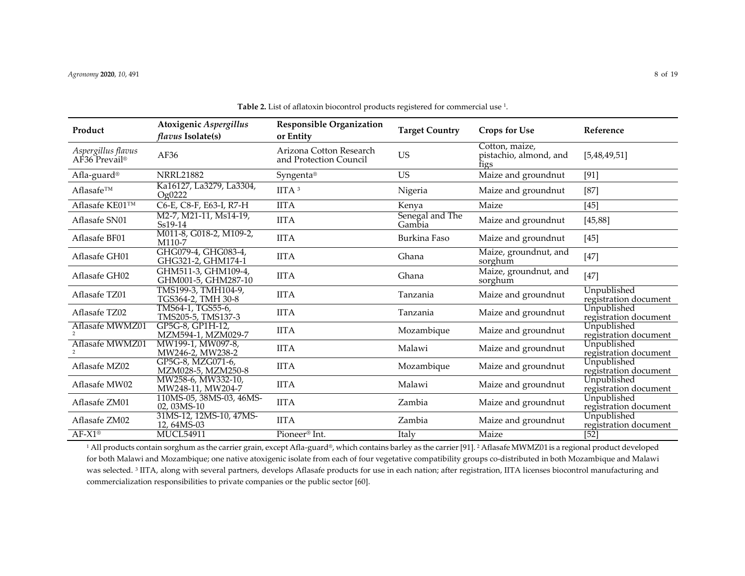**Table 2.** List of aflatoxin biocontrol products registered for commercial use [1].

| Product | Atoxigenic *Aspergillus flavus* Isolate(s) | Responsible Organization or Entity | Target Country | Crops for Use | Reference |
|---|---|---|---|---|---|
| *Aspergillus flavus* AF36 Prevail® | AF36 | Arizona Cotton Research and Protection Council | US | Cotton, maize, pistachio, almond, and figs | [5,48,49,51] |
| Afla-guard® | NRRL21882 | Syngenta® | US | Maize and groundnut | [91] |
| Aflasafe™ | Ka16127, La3279, La3304, Og0222 | IITA [3] | Nigeria | Maize and groundnut | [87] |
| Aflasafe KE01™ | C6-E, C8-F, E63-I, R7-H | IITA | Kenya | Maize | [45] |
| Aflasafe SN01 | M2-7, M21-11, Ms14-19, Ss19-14 | IITA | Senegal and The Gambia | Maize and groundnut | [45,88] |
| Aflasafe BF01 | M011-8, G018-2, M109-2, M110-7 | IITA | Burkina Faso | Maize and groundnut | [45] |
| Aflasafe GH01 | GHG079-4, GHG083-4, GHG321-2, GHM174-1 | IITA | Ghana | Maize, groundnut, and sorghum | [47] |
| Aflasafe GH02 | GHM511-3, GHM109-4, GHM001-5, GHM287-10 | IITA | Ghana | Maize, groundnut, and sorghum | [47] |
| Aflasafe TZ01 | TMS199-3, TMH104-9, TGS364-2, TMH 30-8 | IITA | Tanzania | Maize and groundnut | Unpublished registration document |
| Aflasafe TZ02 | TMS64-1, TGS55-6, TMS205-5, TMS137-3 | IITA | Tanzania | Maize and groundnut | Unpublished registration document |
| Aflasafe MWMZ01 [2] | GP5G-8, GP1H-12, MZM594-1, MZM029-7 | IITA | Mozambique | Maize and groundnut | Unpublished registration document |
| Aflasafe MWMZ01 [2] | MW199-1, MW097-8, MW246-2, MW238-2 | IITA | Malawi | Maize and groundnut | Unpublished registration document |
| Aflasafe MZ02 | GP5G-8, MZG071-6, MZM028-5, MZM250-8 | IITA | Mozambique | Maize and groundnut | Unpublished registration document |
| Aflasafe MW02 | MW258-6, MW332-10, MW248-11, MW204-7 | IITA | Malawi | Maize and groundnut | Unpublished registration document |
| Aflasafe ZM01 | 110MS-05, 38MS-03, 46MS-02, 03MS-10 | IITA | Zambia | Maize and groundnut | Unpublished registration document |
| Aflasafe ZM02 | 31MS-12, 12MS-10, 47MS-12, 64MS-03 | IITA | Zambia | Maize and groundnut | Unpublished registration document |
| AF-X1® | MUCL54911 | Pioneer® Int. | Italy | Maize | [52] |

[1] All products contain sorghum as the carrier grain, except Afla-guard®, which contains barley as the carrier [91]. [2] Aflasafe MWMZ01 is a regional product developed for both Malawi and Mozambique; one native atoxigenic isolate from each of four vegetative compatibility groups co-distributed in both Mozambique and Malawi was selected. [3] IITA, along with several partners, develops Aflasafe products for use in each nation; after registration, IITA licenses biocontrol manufacturing and commercialization responsibilities to private companies or the public sector [60].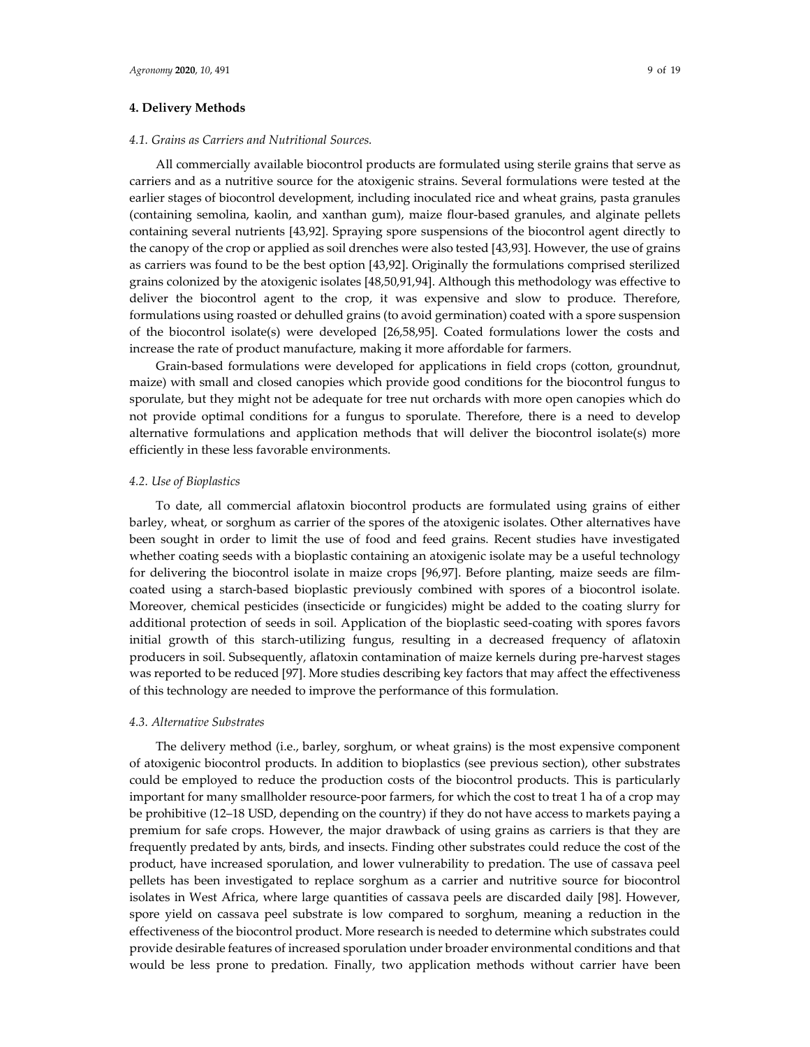## 4. Delivery Methods

### *4.1. Grains as Carriers and Nutritional Sources.*

All commercially available biocontrol products are formulated using sterile grains that serve as carriers and as a nutritive source for the atoxigenic strains. Several formulations were tested at the earlier stages of biocontrol development, including inoculated rice and wheat grains, pasta granules (containing semolina, kaolin, and xanthan gum), maize flour-based granules, and alginate pellets containing several nutrients [43,92]. Spraying spore suspensions of the biocontrol agent directly to the canopy of the crop or applied as soil drenches were also tested [43,93]. However, the use of grains as carriers was found to be the best option [43,92]. Originally the formulations comprised sterilized grains colonized by the atoxigenic isolates [48,50,91,94]. Although this methodology was effective to deliver the biocontrol agent to the crop, it was expensive and slow to produce. Therefore, formulations using roasted or dehulled grains (to avoid germination) coated with a spore suspension of the biocontrol isolate(s) were developed [26,58,95]. Coated formulations lower the costs and increase the rate of product manufacture, making it more affordable for farmers.

Grain-based formulations were developed for applications in field crops (cotton, groundnut, maize) with small and closed canopies which provide good conditions for the biocontrol fungus to sporulate, but they might not be adequate for tree nut orchards with more open canopies which do not provide optimal conditions for a fungus to sporulate. Therefore, there is a need to develop alternative formulations and application methods that will deliver the biocontrol isolate(s) more efficiently in these less favorable environments.

### *4.2. Use of Bioplastics*

To date, all commercial aflatoxin biocontrol products are formulated using grains of either barley, wheat, or sorghum as carrier of the spores of the atoxigenic isolates. Other alternatives have been sought in order to limit the use of food and feed grains. Recent studies have investigated whether coating seeds with a bioplastic containing an atoxigenic isolate may be a useful technology for delivering the biocontrol isolate in maize crops [96,97]. Before planting, maize seeds are film-coated using a starch-based bioplastic previously combined with spores of a biocontrol isolate. Moreover, chemical pesticides (insecticide or fungicides) might be added to the coating slurry for additional protection of seeds in soil. Application of the bioplastic seed-coating with spores favors initial growth of this starch-utilizing fungus, resulting in a decreased frequency of aflatoxin producers in soil. Subsequently, aflatoxin contamination of maize kernels during pre-harvest stages was reported to be reduced [97]. More studies describing key factors that may affect the effectiveness of this technology are needed to improve the performance of this formulation.

### *4.3. Alternative Substrates*

The delivery method (i.e., barley, sorghum, or wheat grains) is the most expensive component of atoxigenic biocontrol products. In addition to bioplastics (see previous section), other substrates could be employed to reduce the production costs of the biocontrol products. This is particularly important for many smallholder resource-poor farmers, for which the cost to treat 1 ha of a crop may be prohibitive (12–18 USD, depending on the country) if they do not have access to markets paying a premium for safe crops. However, the major drawback of using grains as carriers is that they are frequently predated by ants, birds, and insects. Finding other substrates could reduce the cost of the product, have increased sporulation, and lower vulnerability to predation. The use of cassava peel pellets has been investigated to replace sorghum as a carrier and nutritive source for biocontrol isolates in West Africa, where large quantities of cassava peels are discarded daily [98]. However, spore yield on cassava peel substrate is low compared to sorghum, meaning a reduction in the effectiveness of the biocontrol product. More research is needed to determine which substrates could provide desirable features of increased sporulation under broader environmental conditions and that would be less prone to predation. Finally, two application methods without carrier have been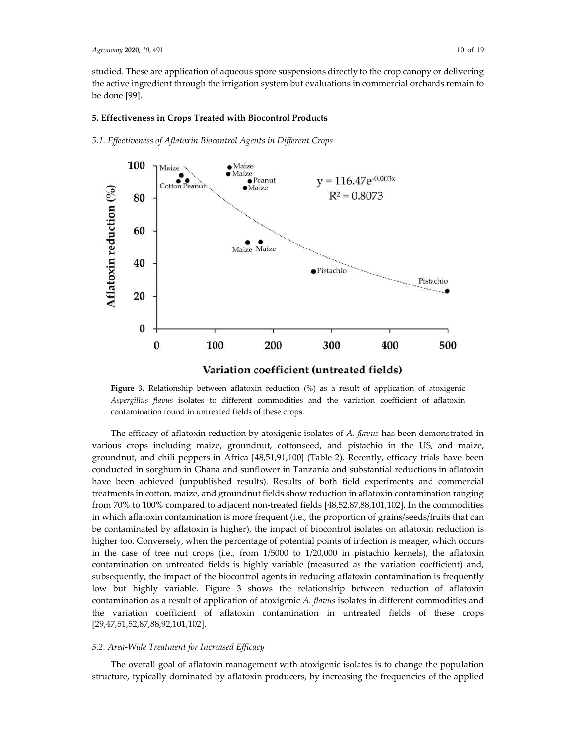studied. These are application of aqueous spore suspensions directly to the crop canopy or delivering the active ingredient through the irrigation system but evaluations in commercial orchards remain to be done [99].

## 5. Effectiveness in Crops Treated with Biocontrol Products

### *5.1. Effectiveness of Aflatoxin Biocontrol Agents in Different Crops*

**Figure 3.** Relationship between aflatoxin reduction (%) as a result of application of atoxigenic *Aspergillus flavus* isolates to different commodities and the variation coefficient of aflatoxin contamination found in untreated fields of these crops.

The efficacy of aflatoxin reduction by atoxigenic isolates of *A. flavus* has been demonstrated in various crops including maize, groundnut, cottonseed, and pistachio in the US, and maize, groundnut, and chili peppers in Africa [48,51,91,100] (Table 2). Recently, efficacy trials have been conducted in sorghum in Ghana and sunflower in Tanzania and substantial reductions in aflatoxin have been achieved (unpublished results). Results of both field experiments and commercial treatments in cotton, maize, and groundnut fields show reduction in aflatoxin contamination ranging from 70% to 100% compared to adjacent non-treated fields [48,52,87,88,101,102]. In the commodities in which aflatoxin contamination is more frequent (i.e., the proportion of grains/seeds/fruits that can be contaminated by aflatoxin is higher), the impact of biocontrol isolates on aflatoxin reduction is higher too. Conversely, when the percentage of potential points of infection is meager, which occurs in the case of tree nut crops (i.e., from 1/5000 to 1/20,000 in pistachio kernels), the aflatoxin contamination on untreated fields is highly variable (measured as the variation coefficient) and, subsequently, the impact of the biocontrol agents in reducing aflatoxin contamination is frequently low but highly variable. Figure 3 shows the relationship between reduction of aflatoxin contamination as a result of application of atoxigenic *A. flavus* isolates in different commodities and the variation coefficient of aflatoxin contamination in untreated fields of these crops [29,47,51,52,87,88,92,101,102].

### *5.2. Area-Wide Treatment for Increased Efficacy*

The overall goal of aflatoxin management with atoxigenic isolates is to change the population structure, typically dominated by aflatoxin producers, by increasing the frequencies of the applied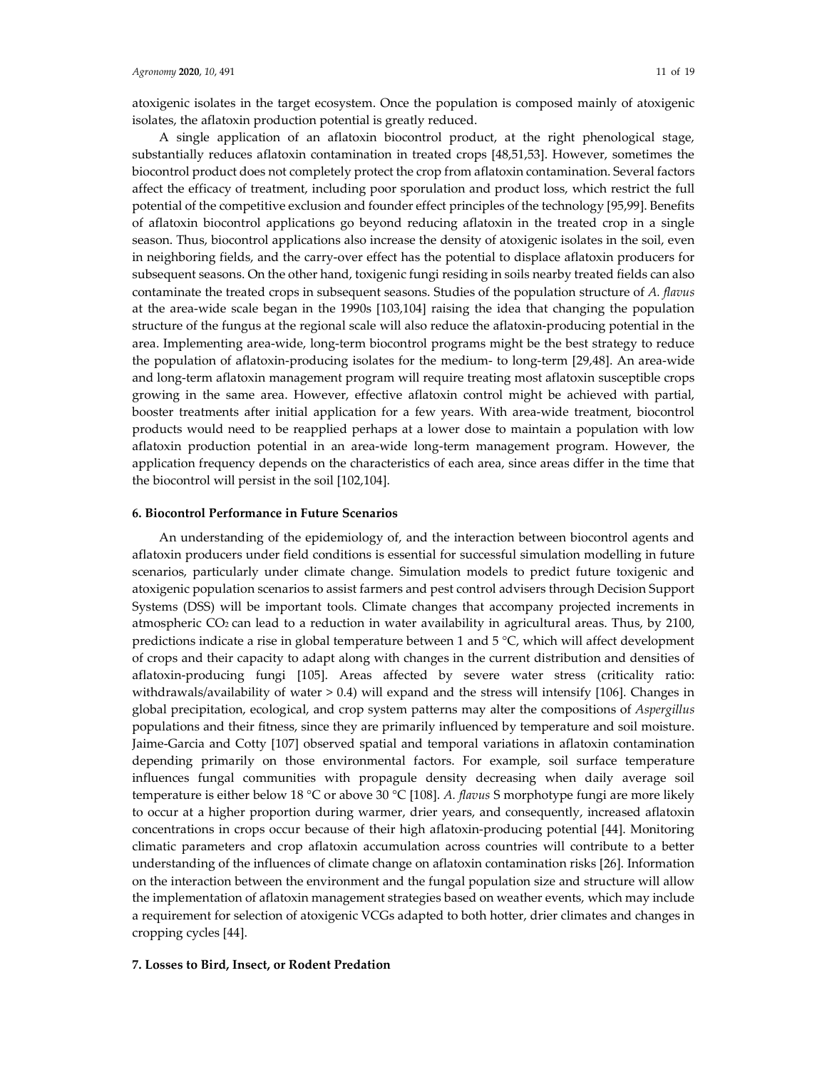atoxigenic isolates in the target ecosystem. Once the population is composed mainly of atoxigenic isolates, the aflatoxin production potential is greatly reduced.

A single application of an aflatoxin biocontrol product, at the right phenological stage, substantially reduces aflatoxin contamination in treated crops [48,51,53]. However, sometimes the biocontrol product does not completely protect the crop from aflatoxin contamination. Several factors affect the efficacy of treatment, including poor sporulation and product loss, which restrict the full potential of the competitive exclusion and founder effect principles of the technology [95,99]. Benefits of aflatoxin biocontrol applications go beyond reducing aflatoxin in the treated crop in a single season. Thus, biocontrol applications also increase the density of atoxigenic isolates in the soil, even in neighboring fields, and the carry-over effect has the potential to displace aflatoxin producers for subsequent seasons. On the other hand, toxigenic fungi residing in soils nearby treated fields can also contaminate the treated crops in subsequent seasons. Studies of the population structure of *A. flavus* at the area-wide scale began in the 1990s [103,104] raising the idea that changing the population structure of the fungus at the regional scale will also reduce the aflatoxin-producing potential in the area. Implementing area-wide, long-term biocontrol programs might be the best strategy to reduce the population of aflatoxin-producing isolates for the medium- to long-term [29,48]. An area-wide and long-term aflatoxin management program will require treating most aflatoxin susceptible crops growing in the same area. However, effective aflatoxin control might be achieved with partial, booster treatments after initial application for a few years. With area-wide treatment, biocontrol products would need to be reapplied perhaps at a lower dose to maintain a population with low aflatoxin production potential in an area-wide long-term management program. However, the application frequency depends on the characteristics of each area, since areas differ in the time that the biocontrol will persist in the soil [102,104].

## 6. Biocontrol Performance in Future Scenarios

An understanding of the epidemiology of, and the interaction between biocontrol agents and aflatoxin producers under field conditions is essential for successful simulation modelling in future scenarios, particularly under climate change. Simulation models to predict future toxigenic and atoxigenic population scenarios to assist farmers and pest control advisers through Decision Support Systems (DSS) will be important tools. Climate changes that accompany projected increments in atmospheric $CO_2$ can lead to a reduction in water availability in agricultural areas. Thus, by 2100, predictions indicate a rise in global temperature between 1 and 5 °C, which will affect development of crops and their capacity to adapt along with changes in the current distribution and densities of aflatoxin-producing fungi [105]. Areas affected by severe water stress (criticality ratio: withdrawals/availability of water > 0.4) will expand and the stress will intensify [106]. Changes in global precipitation, ecological, and crop system patterns may alter the compositions of *Aspergillus* populations and their fitness, since they are primarily influenced by temperature and soil moisture. Jaime-Garcia and Cotty [107] observed spatial and temporal variations in aflatoxin contamination depending primarily on those environmental factors. For example, soil surface temperature influences fungal communities with propagule density decreasing when daily average soil temperature is either below 18 °C or above 30 °C [108]. *A. flavus* S morphotype fungi are more likely to occur at a higher proportion during warmer, drier years, and consequently, increased aflatoxin concentrations in crops occur because of their high aflatoxin-producing potential [44]. Monitoring climatic parameters and crop aflatoxin accumulation across countries will contribute to a better understanding of the influences of climate change on aflatoxin contamination risks [26]. Information on the interaction between the environment and the fungal population size and structure will allow the implementation of aflatoxin management strategies based on weather events, which may include a requirement for selection of atoxigenic VCGs adapted to both hotter, drier climates and changes in cropping cycles [44].

## 7. Losses to Bird, Insect, or Rodent Predation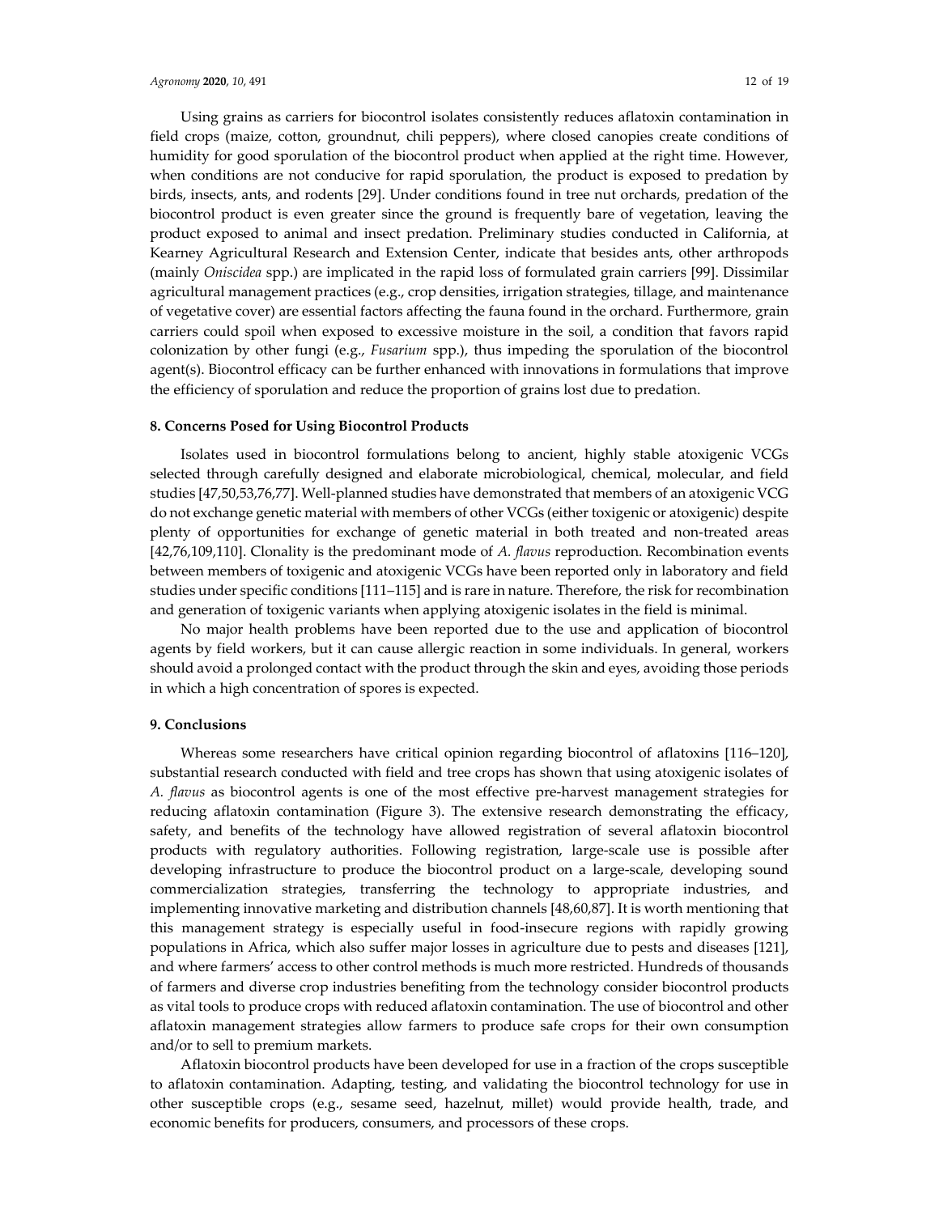Using grains as carriers for biocontrol isolates consistently reduces aflatoxin contamination in field crops (maize, cotton, groundnut, chili peppers), where closed canopies create conditions of humidity for good sporulation of the biocontrol product when applied at the right time. However, when conditions are not conducive for rapid sporulation, the product is exposed to predation by birds, insects, ants, and rodents [29]. Under conditions found in tree nut orchards, predation of the biocontrol product is even greater since the ground is frequently bare of vegetation, leaving the product exposed to animal and insect predation. Preliminary studies conducted in California, at Kearney Agricultural Research and Extension Center, indicate that besides ants, other arthropods (mainly *Oniscidea* spp.) are implicated in the rapid loss of formulated grain carriers [99]. Dissimilar agricultural management practices (e.g., crop densities, irrigation strategies, tillage, and maintenance of vegetative cover) are essential factors affecting the fauna found in the orchard. Furthermore, grain carriers could spoil when exposed to excessive moisture in the soil, a condition that favors rapid colonization by other fungi (e.g., *Fusarium* spp.), thus impeding the sporulation of the biocontrol agent(s). Biocontrol efficacy can be further enhanced with innovations in formulations that improve the efficiency of sporulation and reduce the proportion of grains lost due to predation.

## 8. Concerns Posed for Using Biocontrol Products

Isolates used in biocontrol formulations belong to ancient, highly stable atoxigenic VCGs selected through carefully designed and elaborate microbiological, chemical, molecular, and field studies [47,50,53,76,77]. Well-planned studies have demonstrated that members of an atoxigenic VCG do not exchange genetic material with members of other VCGs (either toxigenic or atoxigenic) despite plenty of opportunities for exchange of genetic material in both treated and non-treated areas [42,76,109,110]. Clonality is the predominant mode of *A. flavus* reproduction. Recombination events between members of toxigenic and atoxigenic VCGs have been reported only in laboratory and field studies under specific conditions [111–115] and is rare in nature. Therefore, the risk for recombination and generation of toxigenic variants when applying atoxigenic isolates in the field is minimal.

No major health problems have been reported due to the use and application of biocontrol agents by field workers, but it can cause allergic reaction in some individuals. In general, workers should avoid a prolonged contact with the product through the skin and eyes, avoiding those periods in which a high concentration of spores is expected.

## 9. Conclusions

Whereas some researchers have critical opinion regarding biocontrol of aflatoxins [116–120], substantial research conducted with field and tree crops has shown that using atoxigenic isolates of *A. flavus* as biocontrol agents is one of the most effective pre-harvest management strategies for reducing aflatoxin contamination (Figure 3). The extensive research demonstrating the efficacy, safety, and benefits of the technology have allowed registration of several aflatoxin biocontrol products with regulatory authorities. Following registration, large-scale use is possible after developing infrastructure to produce the biocontrol product on a large-scale, developing sound commercialization strategies, transferring the technology to appropriate industries, and implementing innovative marketing and distribution channels [48,60,87]. It is worth mentioning that this management strategy is especially useful in food-insecure regions with rapidly growing populations in Africa, which also suffer major losses in agriculture due to pests and diseases [121], and where farmers' access to other control methods is much more restricted. Hundreds of thousands of farmers and diverse crop industries benefiting from the technology consider biocontrol products as vital tools to produce crops with reduced aflatoxin contamination. The use of biocontrol and other aflatoxin management strategies allow farmers to produce safe crops for their own consumption and/or to sell to premium markets.

Aflatoxin biocontrol products have been developed for use in a fraction of the crops susceptible to aflatoxin contamination. Adapting, testing, and validating the biocontrol technology for use in other susceptible crops (e.g., sesame seed, hazelnut, millet) would provide health, trade, and economic benefits for producers, consumers, and processors of these crops.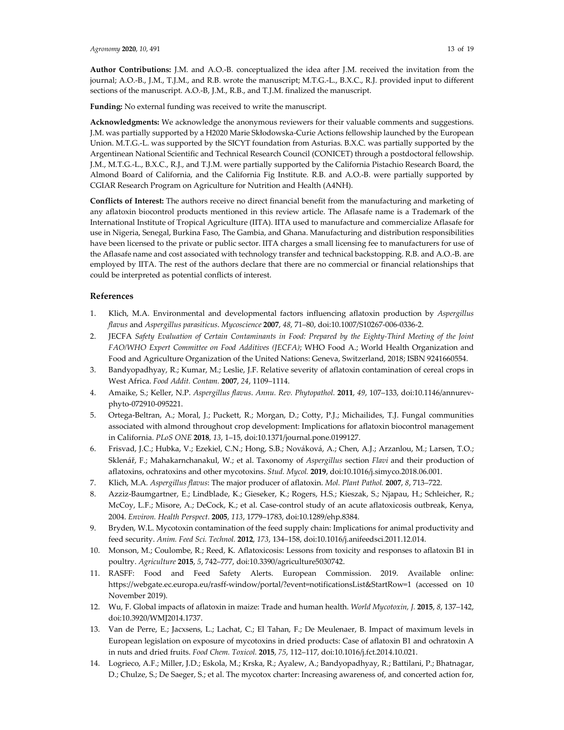**Author Contributions:** J.M. and A.O.-B. conceptualized the idea after J.M. received the invitation from the journal; A.O.-B., J.M., T.J.M., and R.B. wrote the manuscript; M.T.G.-L., B.X.C., R.J. provided input to different sections of the manuscript. A.O.-B, J.M., R.B., and T.J.M. finalized the manuscript.

**Funding:** No external funding was received to write the manuscript.

**Acknowledgments:** We acknowledge the anonymous reviewers for their valuable comments and suggestions. J.M. was partially supported by a H2020 Marie Skłodowska-Curie Actions fellowship launched by the European Union. M.T.G.-L. was supported by the SICYT foundation from Asturias. B.X.C. was partially supported by the Argentinean National Scientific and Technical Research Council (CONICET) through a postdoctoral fellowship. J.M., M.T.G.-L., B.X.C., R.J., and T.J.M. were partially supported by the California Pistachio Research Board, the Almond Board of California, and the California Fig Institute. R.B. and A.O.-B. were partially supported by CGIAR Research Program on Agriculture for Nutrition and Health (A4NH).

**Conflicts of Interest:** The authors receive no direct financial benefit from the manufacturing and marketing of any aflatoxin biocontrol products mentioned in this review article. The Aflasafe name is a Trademark of the International Institute of Tropical Agriculture (IITA). IITA used to manufacture and commercialize Aflasafe for use in Nigeria, Senegal, Burkina Faso, The Gambia, and Ghana. Manufacturing and distribution responsibilities have been licensed to the private or public sector. IITA charges a small licensing fee to manufacturers for use of the Aflasafe name and cost associated with technology transfer and technical backstopping. R.B. and A.O.-B. are employed by IITA. The rest of the authors declare that there are no commercial or financial relationships that could be interpreted as potential conflicts of interest.

## References

1. Klich, M.A. Environmental and developmental factors influencing aflatoxin production by *Aspergillus flavus* and *Aspergillus parasiticus*. *Mycoscience* **2007**, *48*, 71–80, doi:10.1007/S10267-006-0336-2.
2. JECFA *Safety Evaluation of Certain Contaminants in Food: Prepared by the Eighty-Third Meeting of the Joint FAO/WHO Expert Committee on Food Additives (JECFA)*; WHO Food A.; World Health Organization and Food and Agriculture Organization of the United Nations: Geneva, Switzerland, 2018; ISBN 9241660554.
3. Bandyopadhyay, R.; Kumar, M.; Leslie, J.F. Relative severity of aflatoxin contamination of cereal crops in West Africa. *Food Addit. Contam.* **2007**, *24*, 1109–1114.
4. Amaike, S.; Keller, N.P. *Aspergillus flavus*. *Annu. Rev. Phytopathol.* **2011**, *49*, 107–133, doi:10.1146/annurev-phyto-072910-095221.
5. Ortega-Beltran, A.; Moral, J.; Puckett, R.; Morgan, D.; Cotty, P.J.; Michailides, T.J. Fungal communities associated with almond throughout crop development: Implications for aflatoxin biocontrol management in California. *PLoS ONE* **2018**, *13*, 1–15, doi:10.1371/journal.pone.0199127.
6. Frisvad, J.C.; Hubka, V.; Ezekiel, C.N.; Hong, S.B.; Nováková, A.; Chen, A.J.; Arzanlou, M.; Larsen, T.O.; Sklenář, F.; Mahakarnchanakul, W.; et al. Taxonomy of *Aspergillus* section *Flavi* and their production of aflatoxins, ochratoxins and other mycotoxins. *Stud. Mycol.* **2019**, doi:10.1016/j.simyco.2018.06.001.
7. Klich, M.A. *Aspergillus flavus*: The major producer of aflatoxin. *Mol. Plant Pathol.* **2007**, *8*, 713–722.
8. Azziz-Baumgartner, E.; Lindblade, K.; Gieseker, K.; Rogers, H.S.; Kieszak, S.; Njapau, H.; Schleicher, R.; McCoy, L.F.; Misore, A.; DeCock, K.; et al. Case-control study of an acute aflatoxicosis outbreak, Kenya, 2004. *Environ. Health Perspect.* **2005**, *113*, 1779–1783, doi:10.1289/ehp.8384.
9. Bryden, W.L. Mycotoxin contamination of the feed supply chain: Implications for animal productivity and feed security. *Anim. Feed Sci. Technol.* **2012**, *173*, 134–158, doi:10.1016/j.anifeedsci.2011.12.014.
10. Monson, M.; Coulombe, R.; Reed, K. Aflatoxicosis: Lessons from toxicity and responses to aflatoxin B1 in poultry. *Agriculture* **2015**, *5*, 742–777, doi:10.3390/agriculture5030742.
11. RASFF: Food and Feed Safety Alerts. European Commission. 2019. Available online: https://webgate.ec.europa.eu/rasff-window/portal/?event=notificationsList&StartRow=1 (accessed on 10 November 2019).
12. Wu, F. Global impacts of aflatoxin in maize: Trade and human health. *World Mycotoxin, J.* **2015**, *8*, 137–142, doi:10.3920/WMJ2014.1737.
13. Van de Perre, E.; Jacxsens, L.; Lachat, C.; El Tahan, F.; De Meulenaer, B. Impact of maximum levels in European legislation on exposure of mycotoxins in dried products: Case of aflatoxin B1 and ochratoxin A in nuts and dried fruits. *Food Chem. Toxicol.* **2015**, *75*, 112–117, doi:10.1016/j.fct.2014.10.021.
14. Logrieco, A.F.; Miller, J.D.; Eskola, M.; Krska, R.; Ayalew, A.; Bandyopadhyay, R.; Battilani, P.; Bhatnagar, D.; Chulze, S.; De Saeger, S.; et al. The mycotox charter: Increasing awareness of, and concerted action for,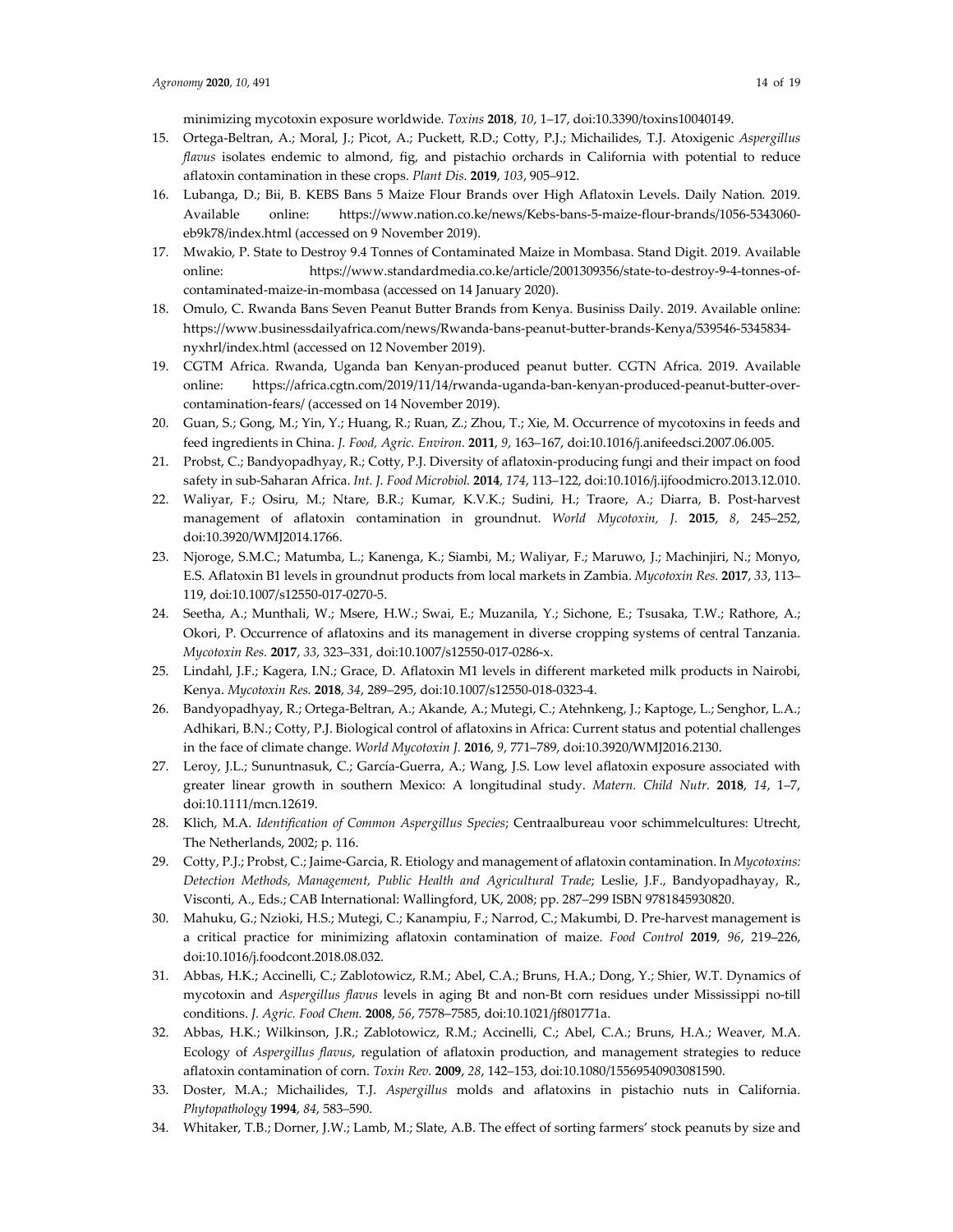minimizing mycotoxin exposure worldwide. *Toxins* **2018**, *10*, 1–17, doi:10.3390/toxins10040149.

15. Ortega-Beltran, A.; Moral, J.; Picot, A.; Puckett, R.D.; Cotty, P.J.; Michailides, T.J. Atoxigenic *Aspergillus flavus* isolates endemic to almond, fig, and pistachio orchards in California with potential to reduce aflatoxin contamination in these crops. *Plant Dis.* **2019**, *103*, 905–912.
16. Lubanga, D.; Bii, B. KEBS Bans 5 Maize Flour Brands over High Aflatoxin Levels. Daily Nation. 2019. Available online: https://www.nation.co.ke/news/Kebs-bans-5-maize-flour-brands/1056-5343060-eb9k78/index.html (accessed on 9 November 2019).
17. Mwakio, P. State to Destroy 9.4 Tonnes of Contaminated Maize in Mombasa. Stand Digit. 2019. Available online: https://www.standardmedia.co.ke/article/2001309356/state-to-destroy-9-4-tonnes-of-contaminated-maize-in-mombasa (accessed on 14 January 2020).
18. Omulo, C. Rwanda Bans Seven Peanut Butter Brands from Kenya. Business Daily. 2019. Available online: https://www.businessdailyafrica.com/news/Rwanda-bans-peanut-butter-brands-Kenya/539546-5345834-nyxhrl/index.html (accessed on 12 November 2019).
19. CGTM Africa. Rwanda, Uganda ban Kenyan-produced peanut butter. CGTN Africa. 2019. Available online: https://africa.cgtn.com/2019/11/14/rwanda-uganda-ban-kenyan-produced-peanut-butter-over-contamination-fears/ (accessed on 14 November 2019).
20. Guan, S.; Gong, M.; Yin, Y.; Huang, R.; Ruan, Z.; Zhou, T.; Xie, M. Occurrence of mycotoxins in feeds and feed ingredients in China. *J. Food, Agric. Environ.* **2011**, *9*, 163–167, doi:10.1016/j.anifeedsci.2007.06.005.
21. Probst, C.; Bandyopadhyay, R.; Cotty, P.J. Diversity of aflatoxin-producing fungi and their impact on food safety in sub-Saharan Africa. *Int. J. Food Microbiol.* **2014**, *174*, 113–122, doi:10.1016/j.ijfoodmicro.2013.12.010.
22. Waliyar, F.; Osiru, M.; Ntare, B.R.; Kumar, K.V.K.; Sudini, H.; Traore, A.; Diarra, B. Post-harvest management of aflatoxin contamination in groundnut. *World Mycotoxin, J.* **2015**, *8*, 245–252, doi:10.3920/WMJ2014.1766.
23. Njoroge, S.M.C.; Matumba, L.; Kanenga, K.; Siambi, M.; Waliyar, F.; Maruwo, J.; Machinjiri, N.; Monyo, E.S. Aflatoxin B1 levels in groundnut products from local markets in Zambia. *Mycotoxin Res.* **2017**, *33*, 113–119, doi:10.1007/s12550-017-0270-5.
24. Seetha, A.; Munthali, W.; Msere, H.W.; Swai, E.; Muzanila, Y.; Sichone, E.; Tsusaka, T.W.; Rathore, A.; Okori, P. Occurrence of aflatoxins and its management in diverse cropping systems of central Tanzania. *Mycotoxin Res.* **2017**, *33*, 323–331, doi:10.1007/s12550-017-0286-x.
25. Lindahl, J.F.; Kagera, I.N.; Grace, D. Aflatoxin M1 levels in different marketed milk products in Nairobi, Kenya. *Mycotoxin Res.* **2018**, *34*, 289–295, doi:10.1007/s12550-018-0323-4.
26. Bandyopadhyay, R.; Ortega-Beltran, A.; Akande, A.; Mutegi, C.; Atehnkeng, J.; Kaptoge, L.; Senghor, L.A.; Adhikari, B.N.; Cotty, P.J. Biological control of aflatoxins in Africa: Current status and potential challenges in the face of climate change. *World Mycotoxin J.* **2016**, *9*, 771–789, doi:10.3920/WMJ2016.2130.
27. Leroy, J.L.; Sununtnasuk, C.; García-Guerra, A.; Wang, J.S. Low level aflatoxin exposure associated with greater linear growth in southern Mexico: A longitudinal study. *Matern. Child Nutr.* **2018**, *14*, 1–7, doi:10.1111/mcn.12619.
28. Klich, M.A. *Identification of Common Aspergillus Species*; Centraalbureau voor schimmelcultures: Utrecht, The Netherlands, 2002; p. 116.
29. Cotty, P.J.; Probst, C.; Jaime-Garcia, R. Etiology and management of aflatoxin contamination. In *Mycotoxins: Detection Methods, Management, Public Health and Agricultural Trade*; Leslie, J.F., Bandyopadhayay, R., Visconti, A., Eds.; CAB International: Wallingford, UK, 2008; pp. 287–299 ISBN 9781845930820.
30. Mahuku, G.; Nzioki, H.S.; Mutegi, C.; Kanampiu, F.; Narrod, C.; Makumbi, D. Pre-harvest management is a critical practice for minimizing aflatoxin contamination of maize. *Food Control* **2019**, *96*, 219–226, doi:10.1016/j.foodcont.2018.08.032.
31. Abbas, H.K.; Accinelli, C.; Zablotowicz, R.M.; Abel, C.A.; Bruns, H.A.; Dong, Y.; Shier, W.T. Dynamics of mycotoxin and *Aspergillus flavus* levels in aging Bt and non-Bt corn residues under Mississippi no-till conditions. *J. Agric. Food Chem.* **2008**, *56*, 7578–7585, doi:10.1021/jf801771a.
32. Abbas, H.K.; Wilkinson, J.R.; Zablotowicz, R.M.; Accinelli, C.; Abel, C.A.; Bruns, H.A.; Weaver, M.A. Ecology of *Aspergillus flavus*, regulation of aflatoxin production, and management strategies to reduce aflatoxin contamination of corn. *Toxin Rev.* **2009**, *28*, 142–153, doi:10.1080/15569540903081590.
33. Doster, M.A.; Michailides, T.J. *Aspergillus* molds and aflatoxins in pistachio nuts in California. *Phytopathology* **1994**, *84*, 583–590.
34. Whitaker, T.B.; Dorner, J.W.; Lamb, M.; Slate, A.B. The effect of sorting farmers' stock peanuts by size and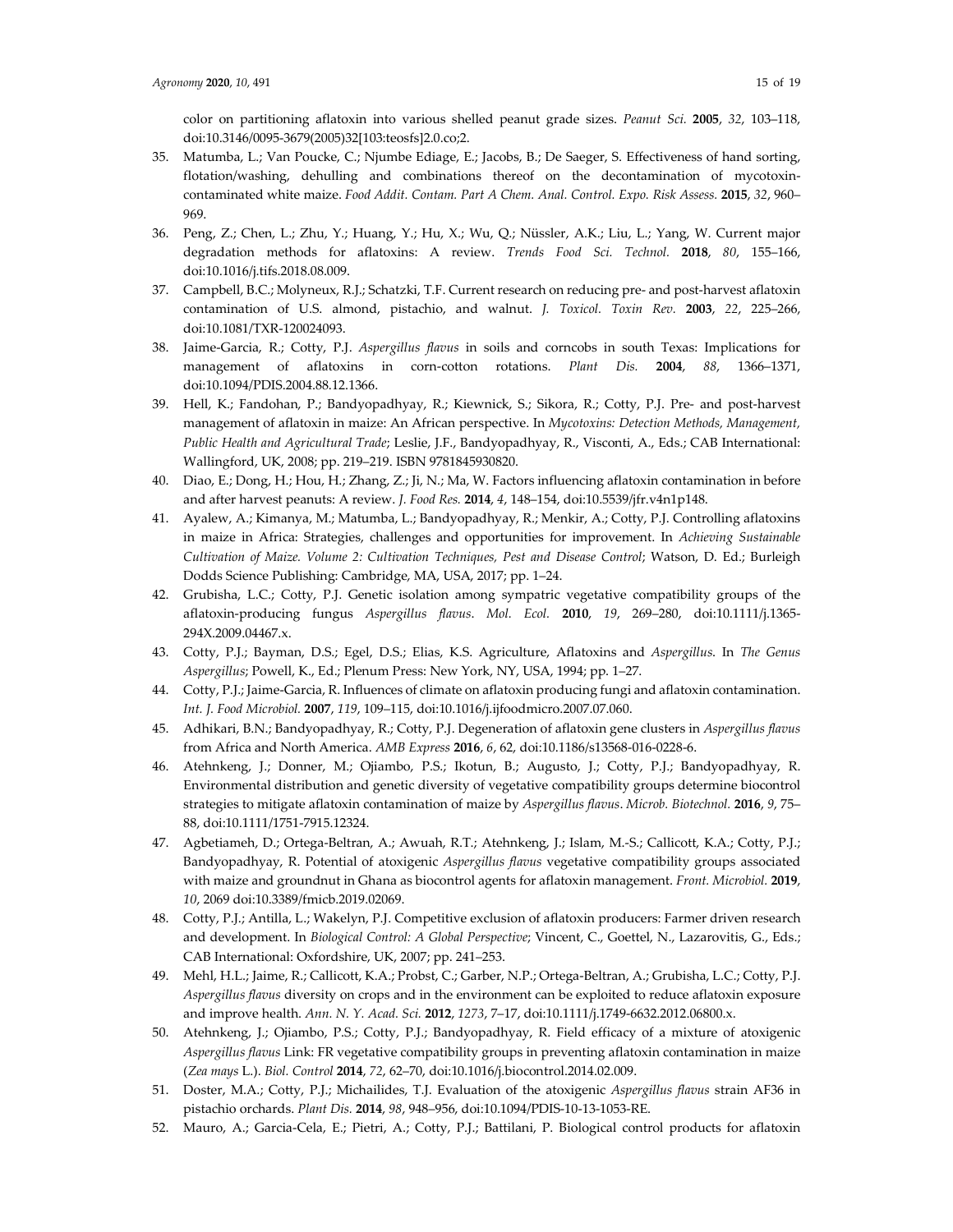color on partitioning aflatoxin into various shelled peanut grade sizes. *Peanut Sci.* **2005**, *32*, 103–118, doi:10.3146/0095-3679(2005)32[103:teosfs]2.0.co;2.

35. Matumba, L.; Van Poucke, C.; Njumbe Ediage, E.; Jacobs, B.; De Saeger, S. Effectiveness of hand sorting, flotation/washing, dehulling and combinations thereof on the decontamination of mycotoxin-contaminated white maize. *Food Addit. Contam. Part A Chem. Anal. Control. Expo. Risk Assess.* **2015**, *32*, 960–969.
36. Peng, Z.; Chen, L.; Zhu, Y.; Huang, Y.; Hu, X.; Wu, Q.; Nüssler, A.K.; Liu, L.; Yang, W. Current major degradation methods for aflatoxins: A review. *Trends Food Sci. Technol.* **2018**, *80*, 155–166, doi:10.1016/j.tifs.2018.08.009.
37. Campbell, B.C.; Molyneux, R.J.; Schatzki, T.F. Current research on reducing pre- and post-harvest aflatoxin contamination of U.S. almond, pistachio, and walnut. *J. Toxicol. Toxin Rev.* **2003**, *22*, 225–266, doi:10.1081/TXR-120024093.
38. Jaime-Garcia, R.; Cotty, P.J. *Aspergillus flavus* in soils and corncobs in south Texas: Implications for management of aflatoxins in corn-cotton rotations. *Plant Dis.* **2004**, *88*, 1366–1371, doi:10.1094/PDIS.2004.88.12.1366.
39. Hell, K.; Fandohan, P.; Bandyopadhyay, R.; Kiewnick, S.; Sikora, R.; Cotty, P.J. Pre- and post-harvest management of aflatoxin in maize: An African perspective. In *Mycotoxins: Detection Methods, Management, Public Health and Agricultural Trade*; Leslie, J.F., Bandyopadhyay, R., Visconti, A., Eds.; CAB International: Wallingford, UK, 2008; pp. 219–219. ISBN 9781845930820.
40. Diao, E.; Dong, H.; Hou, H.; Zhang, Z.; Ji, N.; Ma, W. Factors influencing aflatoxin contamination in before and after harvest peanuts: A review. *J. Food Res.* **2014**, *4*, 148–154, doi:10.5539/jfr.v4n1p148.
41. Ayalew, A.; Kimanya, M.; Matumba, L.; Bandyopadhyay, R.; Menkir, A.; Cotty, P.J. Controlling aflatoxins in maize in Africa: Strategies, challenges and opportunities for improvement. In *Achieving Sustainable Cultivation of Maize. Volume 2: Cultivation Techniques, Pest and Disease Control*; Watson, D. Ed.; Burleigh Dodds Science Publishing: Cambridge, MA, USA, 2017; pp. 1–24.
42. Grubisha, L.C.; Cotty, P.J. Genetic isolation among sympatric vegetative compatibility groups of the aflatoxin-producing fungus *Aspergillus flavus*. *Mol. Ecol.* **2010**, *19*, 269–280, doi:10.1111/j.1365-294X.2009.04467.x.
43. Cotty, P.J.; Bayman, D.S.; Egel, D.S.; Elias, K.S. Agriculture, Aflatoxins and *Aspergillus*. In *The Genus Aspergillus*; Powell, K., Ed.; Plenum Press: New York, NY, USA, 1994; pp. 1–27.
44. Cotty, P.J.; Jaime-Garcia, R. Influences of climate on aflatoxin producing fungi and aflatoxin contamination. *Int. J. Food Microbiol.* **2007**, *119*, 109–115, doi:10.1016/j.ijfoodmicro.2007.07.060.
45. Adhikari, B.N.; Bandyopadhyay, R.; Cotty, P.J. Degeneration of aflatoxin gene clusters in *Aspergillus flavus* from Africa and North America. *AMB Express* **2016**, *6*, 62, doi:10.1186/s13568-016-0228-6.
46. Atehnkeng, J.; Donner, M.; Ojiambo, P.S.; Ikotun, B.; Augusto, J.; Cotty, P.J.; Bandyopadhyay, R. Environmental distribution and genetic diversity of vegetative compatibility groups determine biocontrol strategies to mitigate aflatoxin contamination of maize by *Aspergillus flavus*. *Microb. Biotechnol.* **2016**, *9*, 75–88, doi:10.1111/1751-7915.12324.
47. Agbetiameh, D.; Ortega-Beltran, A.; Awuah, R.T.; Atehnkeng, J.; Islam, M.-S.; Callicott, K.A.; Cotty, P.J.; Bandyopadhyay, R. Potential of atoxigenic *Aspergillus flavus* vegetative compatibility groups associated with maize and groundnut in Ghana as biocontrol agents for aflatoxin management. *Front. Microbiol.* **2019**, *10*, 2069 doi:10.3389/fmicb.2019.02069.
48. Cotty, P.J.; Antilla, L.; Wakelyn, P.J. Competitive exclusion of aflatoxin producers: Farmer driven research and development. In *Biological Control: A Global Perspective*; Vincent, C., Goettel, N., Lazarovitis, G., Eds.; CAB International: Oxfordshire, UK, 2007; pp. 241–253.
49. Mehl, H.L.; Jaime, R.; Callicott, K.A.; Probst, C.; Garber, N.P.; Ortega-Beltran, A.; Grubisha, L.C.; Cotty, P.J. *Aspergillus flavus* diversity on crops and in the environment can be exploited to reduce aflatoxin exposure and improve health. *Ann. N. Y. Acad. Sci.* **2012**, *1273*, 7–17, doi:10.1111/j.1749-6632.2012.06800.x.
50. Atehnkeng, J.; Ojiambo, P.S.; Cotty, P.J.; Bandyopadhyay, R. Field efficacy of a mixture of atoxigenic *Aspergillus flavus* Link: FR vegetative compatibility groups in preventing aflatoxin contamination in maize (*Zea mays* L.). *Biol. Control* **2014**, *72*, 62–70, doi:10.1016/j.biocontrol.2014.02.009.
51. Doster, M.A.; Cotty, P.J.; Michailides, T.J. Evaluation of the atoxigenic *Aspergillus flavus* strain AF36 in pistachio orchards. *Plant Dis.* **2014**, *98*, 948–956, doi:10.1094/PDIS-10-13-1053-RE.
52. Mauro, A.; Garcia-Cela, E.; Pietri, A.; Cotty, P.J.; Battilani, P. Biological control products for aflatoxin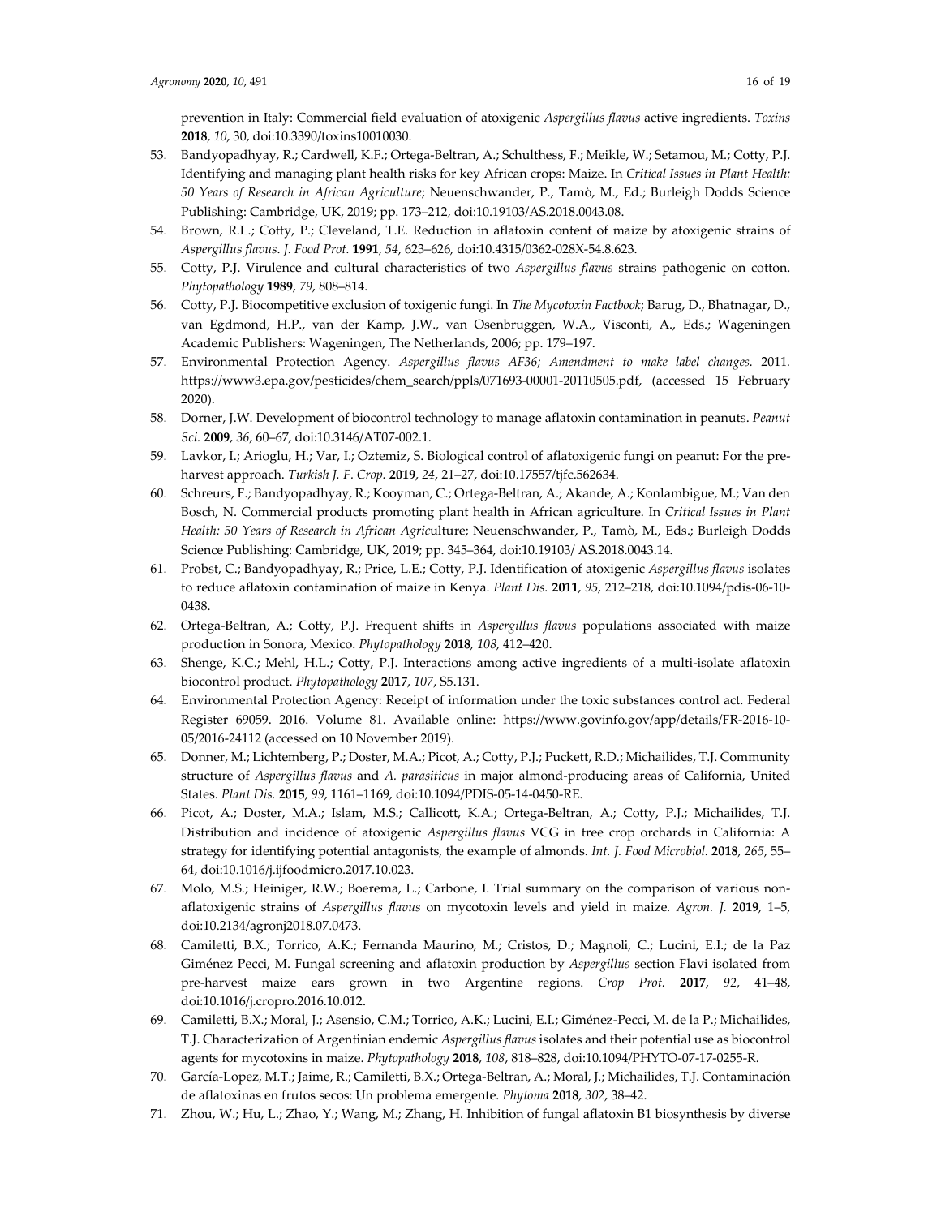prevention in Italy: Commercial field evaluation of atoxigenic *Aspergillus flavus* active ingredients. *Toxins* **2018**, *10*, 30, doi:10.3390/toxins10010030.

53. Bandyopadhyay, R.; Cardwell, K.F.; Ortega-Beltran, A.; Schulthess, F.; Meikle, W.; Setamou, M.; Cotty, P.J. Identifying and managing plant health risks for key African crops: Maize. In *Critical Issues in Plant Health: 50 Years of Research in African Agriculture*; Neuenschwander, P., Tamò, M., Ed.; Burleigh Dodds Science Publishing: Cambridge, UK, 2019; pp. 173–212, doi:10.19103/AS.2018.0043.08.
54. Brown, R.L.; Cotty, P.; Cleveland, T.E. Reduction in aflatoxin content of maize by atoxigenic strains of *Aspergillus flavus*. *J. Food Prot.* **1991**, *54*, 623–626, doi:10.4315/0362-028X-54.8.623.
55. Cotty, P.J. Virulence and cultural characteristics of two *Aspergillus flavus* strains pathogenic on cotton. *Phytopathology* **1989**, *79*, 808–814.
56. Cotty, P.J. Biocompetitive exclusion of toxigenic fungi. In *The Mycotoxin Factbook*; Barug, D., Bhatnagar, D., van Egdmond, H.P., van der Kamp, J.W., van Osenbruggen, W.A., Visconti, A., Eds.; Wageningen Academic Publishers: Wageningen, The Netherlands, 2006; pp. 179–197.
57. Environmental Protection Agency. *Aspergillus flavus AF36; Amendment to make label changes.* 2011. https://www3.epa.gov/pesticides/chem_search/ppls/071693-00001-20110505.pdf, (accessed 15 February 2020).
58. Dorner, J.W. Development of biocontrol technology to manage aflatoxin contamination in peanuts. *Peanut Sci.* **2009**, *36*, 60–67, doi:10.3146/AT07-002.1.
59. Lavkor, I.; Arioglu, H.; Var, I.; Oztemiz, S. Biological control of aflatoxigenic fungi on peanut: For the pre-harvest approach. *Turkish J. F. Crop.* **2019**, *24*, 21–27, doi:10.17557/tjfc.562634.
60. Schreurs, F.; Bandyopadhyay, R.; Kooyman, C.; Ortega-Beltran, A.; Akande, A.; Konlambigue, M.; Van den Bosch, N. Commercial products promoting plant health in African agriculture. In *Critical Issues in Plant Health: 50 Years of Research in African Agri*culture; Neuenschwander, P., Tamò, M., Eds.; Burleigh Dodds Science Publishing: Cambridge, UK, 2019; pp. 345–364, doi:10.19103/ AS.2018.0043.14.
61. Probst, C.; Bandyopadhyay, R.; Price, L.E.; Cotty, P.J. Identification of atoxigenic *Aspergillus flavus* isolates to reduce aflatoxin contamination of maize in Kenya. *Plant Dis.* **2011**, *95*, 212–218, doi:10.1094/pdis-06-10-0438.
62. Ortega-Beltran, A.; Cotty, P.J. Frequent shifts in *Aspergillus flavus* populations associated with maize production in Sonora, Mexico. *Phytopathology* **2018**, *108*, 412–420.
63. Shenge, K.C.; Mehl, H.L.; Cotty, P.J. Interactions among active ingredients of a multi-isolate aflatoxin biocontrol product. *Phytopathology* **2017**, *107*, S5.131.
64. Environmental Protection Agency: Receipt of information under the toxic substances control act. Federal Register 69059. 2016. Volume 81. Available online: https://www.govinfo.gov/app/details/FR-2016-10-05/2016-24112 (accessed on 10 November 2019).
65. Donner, M.; Lichtemberg, P.; Doster, M.A.; Picot, A.; Cotty, P.J.; Puckett, R.D.; Michailides, T.J. Community structure of *Aspergillus flavus* and *A. parasiticus* in major almond-producing areas of California, United States. *Plant Dis.* **2015**, *99*, 1161–1169, doi:10.1094/PDIS-05-14-0450-RE.
66. Picot, A.; Doster, M.A.; Islam, M.S.; Callicott, K.A.; Ortega-Beltran, A.; Cotty, P.J.; Michailides, T.J. Distribution and incidence of atoxigenic *Aspergillus flavus* VCG in tree crop orchards in California: A strategy for identifying potential antagonists, the example of almonds. *Int. J. Food Microbiol.* **2018**, *265*, 55–64, doi:10.1016/j.ijfoodmicro.2017.10.023.
67. Molo, M.S.; Heiniger, R.W.; Boerema, L.; Carbone, I. Trial summary on the comparison of various non-aflatoxigenic strains of *Aspergillus flavus* on mycotoxin levels and yield in maize. *Agron. J.* **2019**, 1–5, doi:10.2134/agronj2018.07.0473.
68. Camiletti, B.X.; Torrico, A.K.; Fernanda Maurino, M.; Cristos, D.; Magnoli, C.; Lucini, E.I.; de la Paz Giménez Pecci, M. Fungal screening and aflatoxin production by *Aspergillus* section Flavi isolated from pre-harvest maize ears grown in two Argentine regions. *Crop Prot.* **2017**, *92*, 41–48, doi:10.1016/j.cropro.2016.10.012.
69. Camiletti, B.X.; Moral, J.; Asensio, C.M.; Torrico, A.K.; Lucini, E.I.; Giménez-Pecci, M. de la P.; Michailides, T.J. Characterization of Argentinian endemic *Aspergillus flavus* isolates and their potential use as biocontrol agents for mycotoxins in maize. *Phytopathology* **2018**, *108*, 818–828, doi:10.1094/PHYTO-07-17-0255-R.
70. García-Lopez, M.T.; Jaime, R.; Camiletti, B.X.; Ortega-Beltran, A.; Moral, J.; Michailides, T.J. Contaminación de aflatoxinas en frutos secos: Un problema emergente. *Phytoma* **2018**, *302*, 38–42.
71. Zhou, W.; Hu, L.; Zhao, Y.; Wang, M.; Zhang, H. Inhibition of fungal aflatoxin B1 biosynthesis by diverse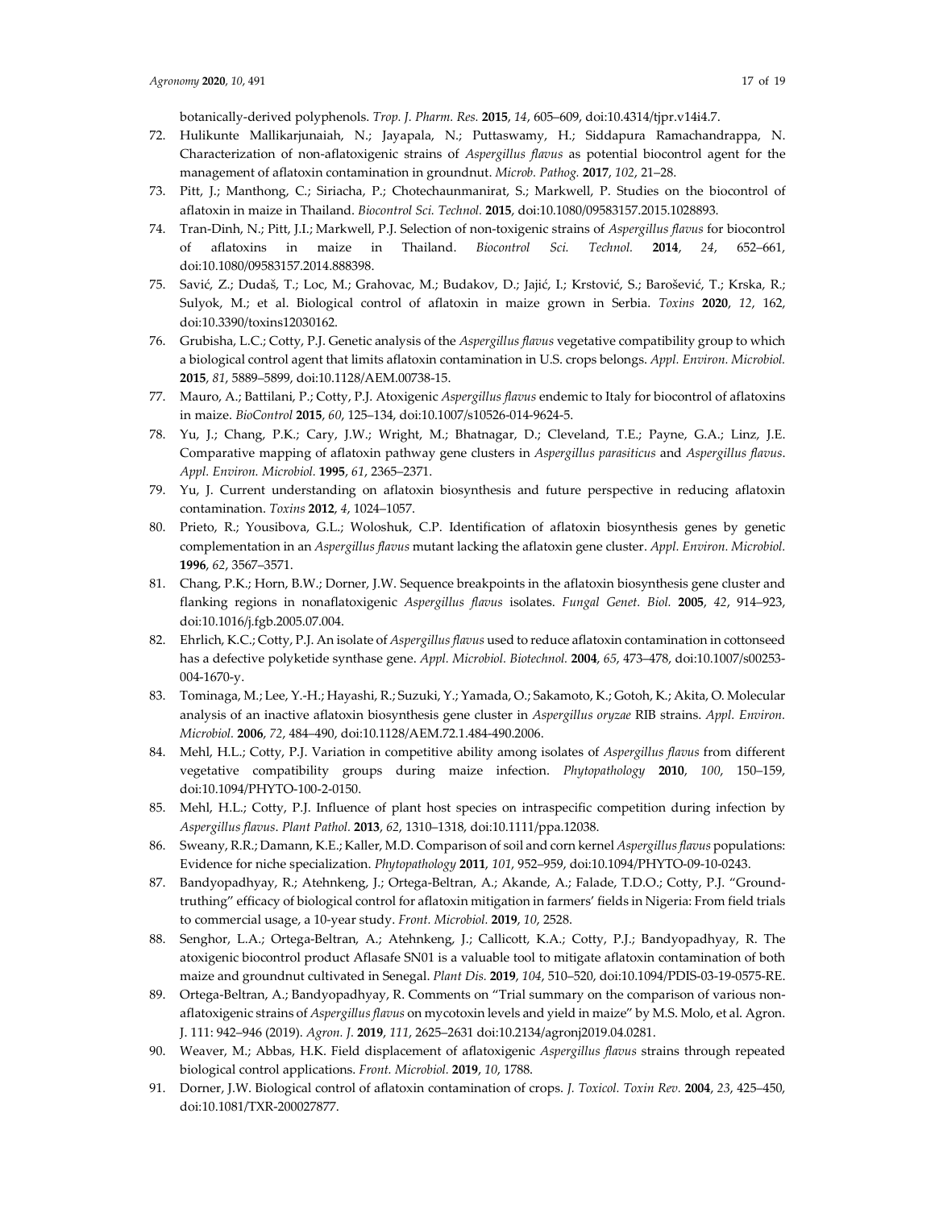botanically-derived polyphenols. *Trop. J. Pharm. Res.* **2015**, *14*, 605–609, doi:10.4314/tjpr.v14i4.7.

72. Hulikunte Mallikarjunaiah, N.; Jayapala, N.; Puttaswamy, H.; Siddapura Ramachandrappa, N. Characterization of non-aflatoxigenic strains of *Aspergillus flavus* as potential biocontrol agent for the management of aflatoxin contamination in groundnut. *Microb. Pathog.* **2017**, *102*, 21–28.
73. Pitt, J.; Manthong, C.; Siriacha, P.; Chotechaunmanirat, S.; Markwell, P. Studies on the biocontrol of aflatoxin in maize in Thailand. *Biocontrol Sci. Technol.* **2015**, doi:10.1080/09583157.2015.1028893.
74. Tran-Dinh, N.; Pitt, J.I.; Markwell, P.J. Selection of non-toxigenic strains of *Aspergillus flavus* for biocontrol of aflatoxins in maize in Thailand. *Biocontrol Sci. Technol.* **2014**, *24*, 652–661, doi:10.1080/09583157.2014.888398.
75. Savić, Z.; Dudaš, T.; Loc, M.; Grahovac, M.; Budakov, D.; Jajić, I.; Krstović, S.; Barošević, T.; Krska, R.; Sulyok, M.; et al. Biological control of aflatoxin in maize grown in Serbia. *Toxins* **2020**, *12*, 162, doi:10.3390/toxins12030162.
76. Grubisha, L.C.; Cotty, P.J. Genetic analysis of the *Aspergillus flavus* vegetative compatibility group to which a biological control agent that limits aflatoxin contamination in U.S. crops belongs. *Appl. Environ. Microbiol.* **2015**, *81*, 5889–5899, doi:10.1128/AEM.00738-15.
77. Mauro, A.; Battilani, P.; Cotty, P.J. Atoxigenic *Aspergillus flavus* endemic to Italy for biocontrol of aflatoxins in maize. *BioControl* **2015**, *60*, 125–134, doi:10.1007/s10526-014-9624-5.
78. Yu, J.; Chang, P.K.; Cary, J.W.; Wright, M.; Bhatnagar, D.; Cleveland, T.E.; Payne, G.A.; Linz, J.E. Comparative mapping of aflatoxin pathway gene clusters in *Aspergillus parasiticus* and *Aspergillus flavus*. *Appl. Environ. Microbiol.* **1995**, *61*, 2365–2371.
79. Yu, J. Current understanding on aflatoxin biosynthesis and future perspective in reducing aflatoxin contamination. *Toxins* **2012**, *4*, 1024–1057.
80. Prieto, R.; Yousibova, G.L.; Woloshuk, C.P. Identification of aflatoxin biosynthesis genes by genetic complementation in an *Aspergillus flavus* mutant lacking the aflatoxin gene cluster. *Appl. Environ. Microbiol.* **1996**, *62*, 3567–3571.
81. Chang, P.K.; Horn, B.W.; Dorner, J.W. Sequence breakpoints in the aflatoxin biosynthesis gene cluster and flanking regions in nonaflatoxigenic *Aspergillus flavus* isolates. *Fungal Genet. Biol.* **2005**, *42*, 914–923, doi:10.1016/j.fgb.2005.07.004.
82. Ehrlich, K.C.; Cotty, P.J. An isolate of *Aspergillus flavus* used to reduce aflatoxin contamination in cottonseed has a defective polyketide synthase gene. *Appl. Microbiol. Biotechnol.* **2004**, *65*, 473–478, doi:10.1007/s00253-004-1670-y.
83. Tominaga, M.; Lee, Y.-H.; Hayashi, R.; Suzuki, Y.; Yamada, O.; Sakamoto, K.; Gotoh, K.; Akita, O. Molecular analysis of an inactive aflatoxin biosynthesis gene cluster in *Aspergillus oryzae* RIB strains. *Appl. Environ. Microbiol.* **2006**, *72*, 484–490, doi:10.1128/AEM.72.1.484-490.2006.
84. Mehl, H.L.; Cotty, P.J. Variation in competitive ability among isolates of *Aspergillus flavus* from different vegetative compatibility groups during maize infection. *Phytopathology* **2010**, *100*, 150–159, doi:10.1094/PHYTO-100-2-0150.
85. Mehl, H.L.; Cotty, P.J. Influence of plant host species on intraspecific competition during infection by *Aspergillus flavus*. *Plant Pathol.* **2013**, *62*, 1310–1318, doi:10.1111/ppa.12038.
86. Sweany, R.R.; Damann, K.E.; Kaller, M.D. Comparison of soil and corn kernel *Aspergillus flavus* populations: Evidence for niche specialization. *Phytopathology* **2011**, *101*, 952–959, doi:10.1094/PHYTO-09-10-0243.
87. Bandyopadhyay, R.; Atehnkeng, J.; Ortega-Beltran, A.; Akande, A.; Falade, T.D.O.; Cotty, P.J. "Ground-truthing" efficacy of biological control for aflatoxin mitigation in farmers' fields in Nigeria: From field trials to commercial usage, a 10-year study. *Front. Microbiol.* **2019**, *10*, 2528.
88. Senghor, L.A.; Ortega-Beltran, A.; Atehnkeng, J.; Callicott, K.A.; Cotty, P.J.; Bandyopadhyay, R. The atoxigenic biocontrol product Aflasafe SN01 is a valuable tool to mitigate aflatoxin contamination of both maize and groundnut cultivated in Senegal. *Plant Dis.* **2019**, *104*, 510–520, doi:10.1094/PDIS-03-19-0575-RE.
89. Ortega-Beltran, A.; Bandyopadhyay, R. Comments on "Trial summary on the comparison of various non-aflatoxigenic strains of *Aspergillus flavus* on mycotoxin levels and yield in maize" by M.S. Molo, et al. Agron. J. 111: 942–946 (2019). *Agron. J.* **2019**, *111*, 2625–2631 doi:10.2134/agronj2019.04.0281.
90. Weaver, M.; Abbas, H.K. Field displacement of aflatoxigenic *Aspergillus flavus* strains through repeated biological control applications. *Front. Microbiol.* **2019**, *10*, 1788.
91. Dorner, J.W. Biological control of aflatoxin contamination of crops. *J. Toxicol. Toxin Rev.* **2004**, *23*, 425–450, doi:10.1081/TXR-200027877.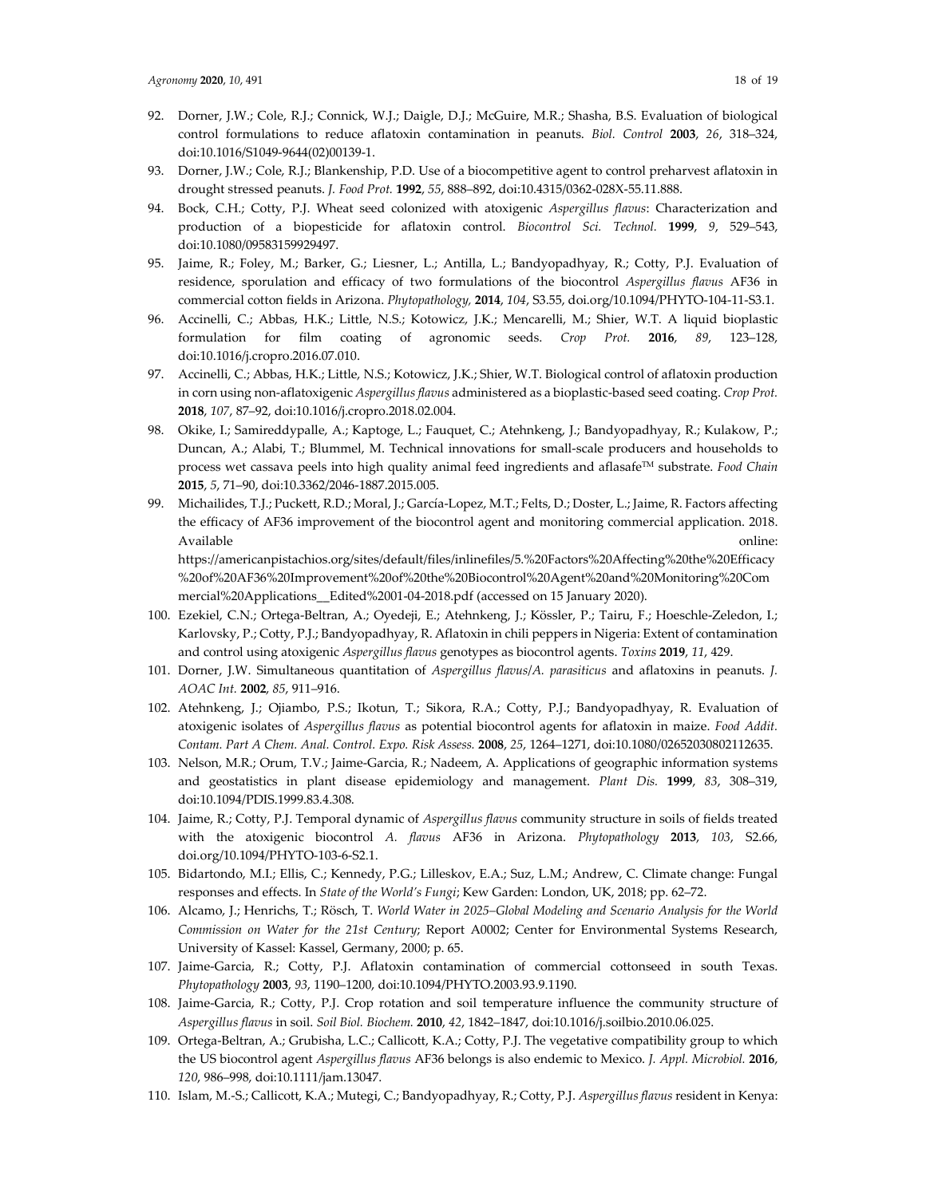92. Dorner, J.W.; Cole, R.J.; Connick, W.J.; Daigle, D.J.; McGuire, M.R.; Shasha, B.S. Evaluation of biological control formulations to reduce aflatoxin contamination in peanuts. *Biol. Control* **2003**, *26*, 318–324, doi:10.1016/S1049-9644(02)00139-1.
93. Dorner, J.W.; Cole, R.J.; Blankenship, P.D. Use of a biocompetitive agent to control preharvest aflatoxin in drought stressed peanuts. *J. Food Prot.* **1992**, *55*, 888–892, doi:10.4315/0362-028X-55.11.888.
94. Bock, C.H.; Cotty, P.J. Wheat seed colonized with atoxigenic *Aspergillus flavus*: Characterization and production of a biopesticide for aflatoxin control. *Biocontrol Sci. Technol.* **1999**, *9*, 529–543, doi:10.1080/09583159929497.
95. Jaime, R.; Foley, M.; Barker, G.; Liesner, L.; Antilla, L.; Bandyopadhyay, R.; Cotty, P.J. Evaluation of residence, sporulation and efficacy of two formulations of the biocontrol *Aspergillus flavus* AF36 in commercial cotton fields in Arizona. *Phytopathology,* **2014**, *104*, S3.55, doi.org/10.1094/PHYTO-104-11-S3.1.
96. Accinelli, C.; Abbas, H.K.; Little, N.S.; Kotowicz, J.K.; Mencarelli, M.; Shier, W.T. A liquid bioplastic formulation for film coating of agronomic seeds. *Crop Prot.* **2016**, *89*, 123–128, doi:10.1016/j.cropro.2016.07.010.
97. Accinelli, C.; Abbas, H.K.; Little, N.S.; Kotowicz, J.K.; Shier, W.T. Biological control of aflatoxin production in corn using non-aflatoxigenic *Aspergillus flavus* administered as a bioplastic-based seed coating. *Crop Prot.* **2018**, *107*, 87–92, doi:10.1016/j.cropro.2018.02.004.
98. Okike, I.; Samireddypalle, A.; Kaptoge, L.; Fauquet, C.; Atehnkeng, J.; Bandyopadhyay, R.; Kulakow, P.; Duncan, A.; Alabi, T.; Blummel, M. Technical innovations for small-scale producers and households to process wet cassava peels into high quality animal feed ingredients and aflasafe™ substrate. *Food Chain* **2015**, *5*, 71–90, doi:10.3362/2046-1887.2015.005.
99. Michailides, T.J.; Puckett, R.D.; Moral, J.; García-Lopez, M.T.; Felts, D.; Doster, L.; Jaime, R. Factors affecting the efficacy of AF36 improvement of the biocontrol agent and monitoring commercial application. 2018. Available online: https://americanpistachios.org/sites/default/files/inlinefiles/5.%20Factors%20Affecting%20the%20Efficacy%20of%20AF36%20Improvement%20of%20the%20Biocontrol%20Agent%20and%20Monitoring%20Commercial%20Applications__Edited%2001-04-2018.pdf (accessed on 15 January 2020).
100. Ezekiel, C.N.; Ortega-Beltran, A.; Oyedeji, E.; Atehnkeng, J.; Kössler, P.; Tairu, F.; Hoeschle-Zeledon, I.; Karlovsky, P.; Cotty, P.J.; Bandyopadhyay, R. Aflatoxin in chili peppers in Nigeria: Extent of contamination and control using atoxigenic *Aspergillus flavus* genotypes as biocontrol agents. *Toxins* **2019**, *11*, 429.
101. Dorner, J.W. Simultaneous quantitation of *Aspergillus flavus/A. parasiticus* and aflatoxins in peanuts. *J. AOAC Int.* **2002**, *85*, 911–916.
102. Atehnkeng, J.; Ojiambo, P.S.; Ikotun, T.; Sikora, R.A.; Cotty, P.J.; Bandyopadhyay, R. Evaluation of atoxigenic isolates of *Aspergillus flavus* as potential biocontrol agents for aflatoxin in maize. *Food Addit. Contam. Part A Chem. Anal. Control. Expo. Risk Assess.* **2008**, *25*, 1264–1271, doi:10.1080/02652030802112635.
103. Nelson, M.R.; Orum, T.V.; Jaime-Garcia, R.; Nadeem, A. Applications of geographic information systems and geostatistics in plant disease epidemiology and management. *Plant Dis.* **1999**, *83*, 308–319, doi:10.1094/PDIS.1999.83.4.308.
104. Jaime, R.; Cotty, P.J. Temporal dynamic of *Aspergillus flavus* community structure in soils of fields treated with the atoxigenic biocontrol *A. flavus* AF36 in Arizona. *Phytopathology* **2013**, *103*, S2.66, doi.org/10.1094/PHYTO-103-6-S2.1.
105. Bidartondo, M.I.; Ellis, C.; Kennedy, P.G.; Lilleskov, E.A.; Suz, L.M.; Andrew, C. Climate change: Fungal responses and effects. In *State of the World's Fungi*; Kew Garden: London, UK, 2018; pp. 62–72.
106. Alcamo, J.; Henrichs, T.; Rösch, T. *World Water in 2025–Global Modeling and Scenario Analysis for the World Commission on Water for the 21st Century*; Report A0002; Center for Environmental Systems Research, University of Kassel: Kassel, Germany, 2000; p. 65.
107. Jaime-Garcia, R.; Cotty, P.J. Aflatoxin contamination of commercial cottonseed in south Texas. *Phytopathology* **2003**, *93*, 1190–1200, doi:10.1094/PHYTO.2003.93.9.1190.
108. Jaime-Garcia, R.; Cotty, P.J. Crop rotation and soil temperature influence the community structure of *Aspergillus flavus* in soil. *Soil Biol. Biochem.* **2010**, *42*, 1842–1847, doi:10.1016/j.soilbio.2010.06.025.
109. Ortega-Beltran, A.; Grubisha, L.C.; Callicott, K.A.; Cotty, P.J. The vegetative compatibility group to which the US biocontrol agent *Aspergillus flavus* AF36 belongs is also endemic to Mexico. *J. Appl. Microbiol.* **2016**, *120*, 986–998, doi:10.1111/jam.13047.
110. Islam, M.-S.; Callicott, K.A.; Mutegi, C.; Bandyopadhyay, R.; Cotty, P.J. *Aspergillus flavus* resident in Kenya: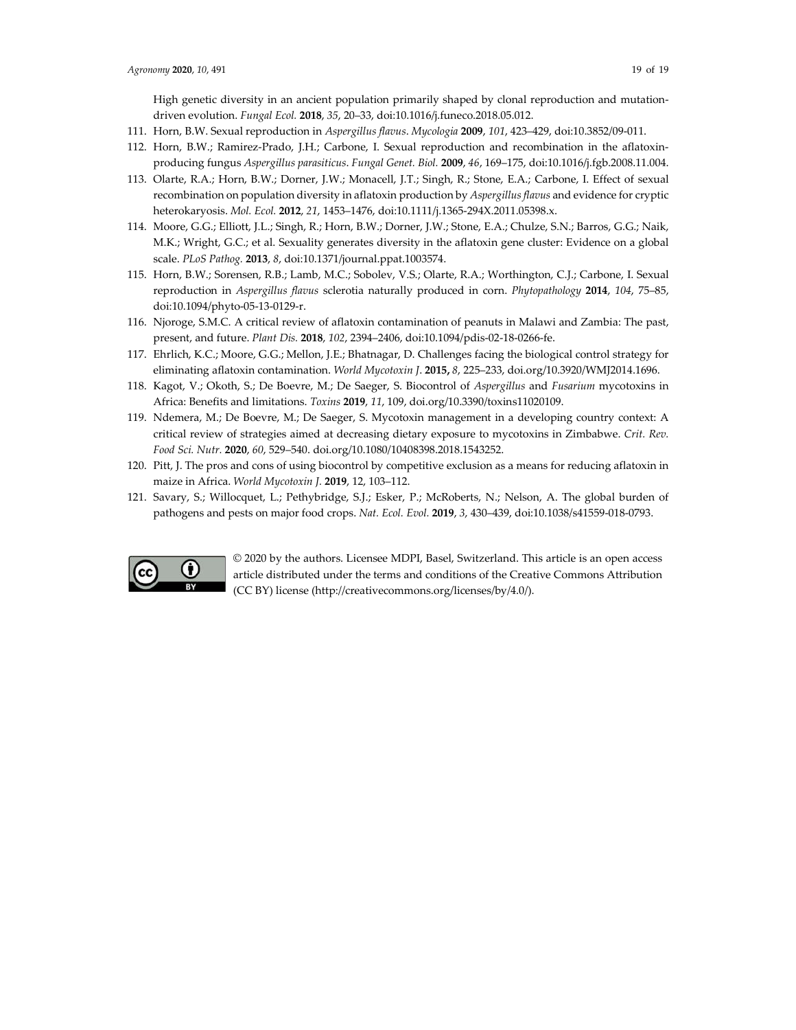High genetic diversity in an ancient population primarily shaped by clonal reproduction and mutation-driven evolution. *Fungal Ecol.* **2018**, *35*, 20–33, doi:10.1016/j.funeco.2018.05.012.

111. Horn, B.W. Sexual reproduction in *Aspergillus flavus*. *Mycologia* **2009**, *101*, 423–429, doi:10.3852/09-011.
112. Horn, B.W.; Ramirez-Prado, J.H.; Carbone, I. Sexual reproduction and recombination in the aflatoxin-producing fungus *Aspergillus parasiticus*. *Fungal Genet. Biol.* **2009**, *46*, 169–175, doi:10.1016/j.fgb.2008.11.004.
113. Olarte, R.A.; Horn, B.W.; Dorner, J.W.; Monacell, J.T.; Singh, R.; Stone, E.A.; Carbone, I. Effect of sexual recombination on population diversity in aflatoxin production by *Aspergillus flavus* and evidence for cryptic heterokaryosis. *Mol. Ecol.* **2012**, *21*, 1453–1476, doi:10.1111/j.1365-294X.2011.05398.x.
114. Moore, G.G.; Elliott, J.L.; Singh, R.; Horn, B.W.; Dorner, J.W.; Stone, E.A.; Chulze, S.N.; Barros, G.G.; Naik, M.K.; Wright, G.C.; et al. Sexuality generates diversity in the aflatoxin gene cluster: Evidence on a global scale. *PLoS Pathog.* **2013**, *8*, doi:10.1371/journal.ppat.1003574.
115. Horn, B.W.; Sorensen, R.B.; Lamb, M.C.; Sobolev, V.S.; Olarte, R.A.; Worthington, C.J.; Carbone, I. Sexual reproduction in *Aspergillus flavus* sclerotia naturally produced in corn. *Phytopathology* **2014**, *104*, 75–85, doi:10.1094/phyto-05-13-0129-r.
116. Njoroge, S.M.C. A critical review of aflatoxin contamination of peanuts in Malawi and Zambia: The past, present, and future. *Plant Dis.* **2018**, *102*, 2394–2406, doi:10.1094/pdis-02-18-0266-fe.
117. Ehrlich, K.C.; Moore, G.G.; Mellon, J.E.; Bhatnagar, D. Challenges facing the biological control strategy for eliminating aflatoxin contamination. *World Mycotoxin J*. **2015,** *8*, 225–233, doi.org/10.3920/WMJ2014.1696.
118. Kagot, V.; Okoth, S.; De Boevre, M.; De Saeger, S. Biocontrol of *Aspergillus* and *Fusarium* mycotoxins in Africa: Benefits and limitations. *Toxins* **2019**, *11*, 109, doi.org/10.3390/toxins11020109.
119. Ndemera, M.; De Boevre, M.; De Saeger, S. Mycotoxin management in a developing country context: A critical review of strategies aimed at decreasing dietary exposure to mycotoxins in Zimbabwe. *Crit. Rev. Food Sci. Nutr.* **2020**, *60*, 529–540. doi.org/10.1080/10408398.2018.1543252.
120. Pitt, J. The pros and cons of using biocontrol by competitive exclusion as a means for reducing aflatoxin in maize in Africa. *World Mycotoxin J*. **2019**, 12, 103–112.
121. Savary, S.; Willocquet, L.; Pethybridge, S.J.; Esker, P.; McRoberts, N.; Nelson, A. The global burden of pathogens and pests on major food crops. *Nat. Ecol. Evol.* **2019**, *3*, 430–439, doi:10.1038/s41559-018-0793.

© 2020 by the authors. Licensee MDPI, Basel, Switzerland. This article is an open access article distributed under the terms and conditions of the Creative Commons Attribution (CC BY) license (http://creativecommons.org/licenses/by/4.0/).